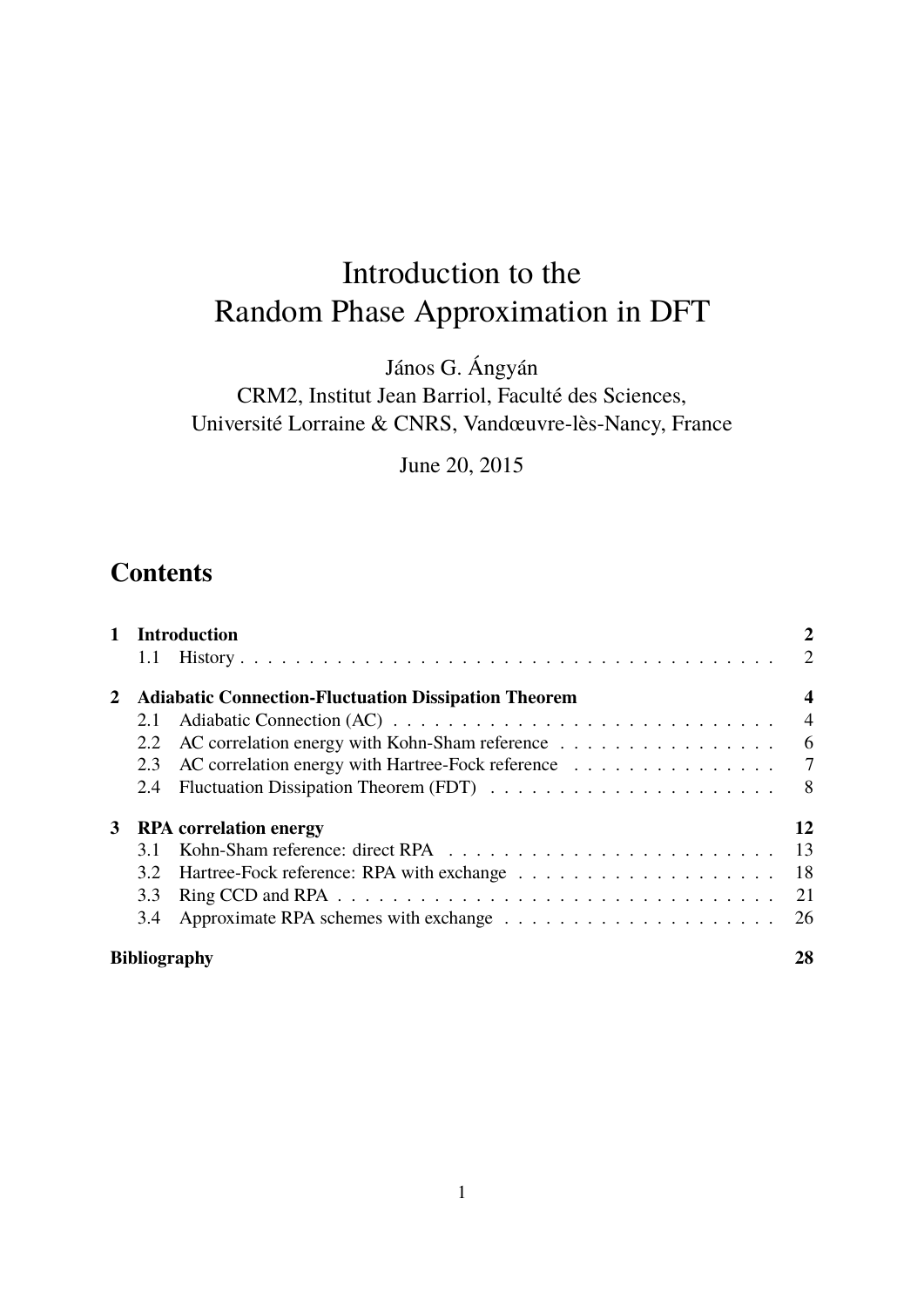# Introduction to the Random Phase Approximation in DFT

János G. Ángyán
CRM2, Institut Jean Barriol, Faculté des Sciences,
Université Lorraine & CNRS, Vandœuvre-lès-Nancy, France

June 20, 2015

## Contents

**1 Introduction** — **2**
- 1.1 History — 2

**2 Adiabatic Connection-Fluctuation Dissipation Theorem** — **4**
- 2.1 Adiabatic Connection (AC) — 4
- 2.2 AC correlation energy with Kohn-Sham reference — 6
- 2.3 AC correlation energy with Hartree-Fock reference — 7
- 2.4 Fluctuation Dissipation Theorem (FDT) — 8

**3 RPA correlation energy** — **12**
- 3.1 Kohn-Sham reference: direct RPA — 13
- 3.2 Hartree-Fock reference: RPA with exchange — 18
- 3.3 Ring CCD and RPA — 21
- 3.4 Approximate RPA schemes with exchange — 26

**Bibliography** — **28**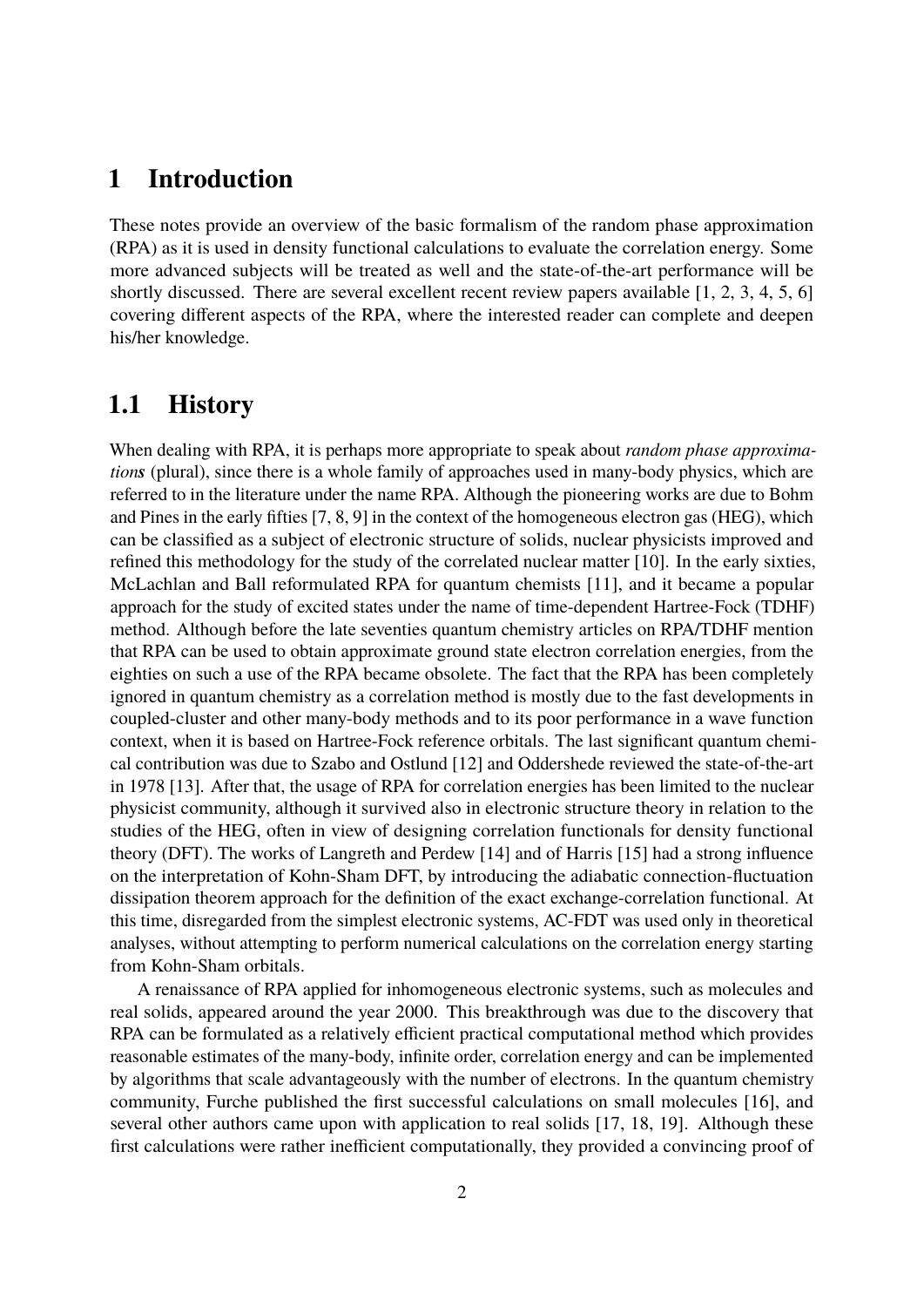# 1 Introduction

These notes provide an overview of the basic formalism of the random phase approximation (RPA) as it is used in density functional calculations to evaluate the correlation energy. Some more advanced subjects will be treated as well and the state-of-the-art performance will be shortly discussed. There are several excellent recent review papers available [1, 2, 3, 4, 5, 6] covering different aspects of the RPA, where the interested reader can complete and deepen his/her knowledge.

## 1.1 History

When dealing with RPA, it is perhaps more appropriate to speak about *random phase approximations* (plural), since there is a whole family of approaches used in many-body physics, which are referred to in the literature under the name RPA. Although the pioneering works are due to Bohm and Pines in the early fifties [7, 8, 9] in the context of the homogeneous electron gas (HEG), which can be classified as a subject of electronic structure of solids, nuclear physicists improved and refined this methodology for the study of the correlated nuclear matter [10]. In the early sixties, McLachlan and Ball reformulated RPA for quantum chemists [11], and it became a popular approach for the study of excited states under the name of time-dependent Hartree-Fock (TDHF) method. Although before the late seventies quantum chemistry articles on RPA/TDHF mention that RPA can be used to obtain approximate ground state electron correlation energies, from the eighties on such a use of the RPA became obsolete. The fact that the RPA has been completely ignored in quantum chemistry as a correlation method is mostly due to the fast developments in coupled-cluster and other many-body methods and to its poor performance in a wave function context, when it is based on Hartree-Fock reference orbitals. The last significant quantum chemical contribution was due to Szabo and Ostlund [12] and Oddershede reviewed the state-of-the-art in 1978 [13]. After that, the usage of RPA for correlation energies has been limited to the nuclear physicist community, although it survived also in electronic structure theory in relation to the studies of the HEG, often in view of designing correlation functionals for density functional theory (DFT). The works of Langreth and Perdew [14] and of Harris [15] had a strong influence on the interpretation of Kohn-Sham DFT, by introducing the adiabatic connection-fluctuation dissipation theorem approach for the definition of the exact exchange-correlation functional. At this time, disregarded from the simplest electronic systems, AC-FDT was used only in theoretical analyses, without attempting to perform numerical calculations on the correlation energy starting from Kohn-Sham orbitals.

A renaissance of RPA applied for inhomogeneous electronic systems, such as molecules and real solids, appeared around the year 2000. This breakthrough was due to the discovery that RPA can be formulated as a relatively efficient practical computational method which provides reasonable estimates of the many-body, infinite order, correlation energy and can be implemented by algorithms that scale advantageously with the number of electrons. In the quantum chemistry community, Furche published the first successful calculations on small molecules [16], and several other authors came upon with application to real solids [17, 18, 19]. Although these first calculations were rather inefficient computationally, they provided a convincing proof of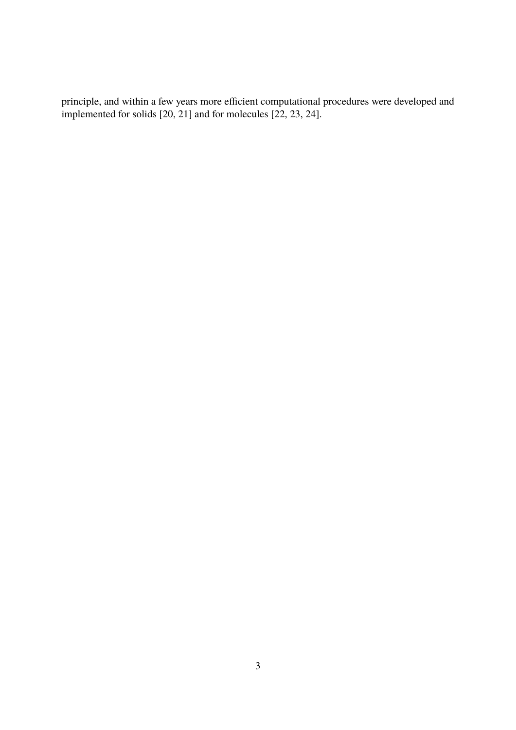principle, and within a few years more efficient computational procedures were developed and implemented for solids [20, 21] and for molecules [22, 23, 24].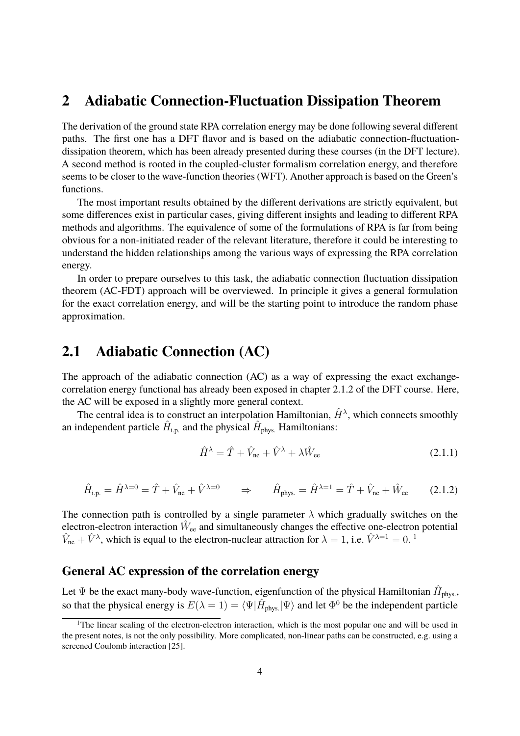# 2 Adiabatic Connection-Fluctuation Dissipation Theorem

The derivation of the ground state RPA correlation energy may be done following several different paths. The first one has a DFT flavor and is based on the adiabatic connection-fluctuation-dissipation theorem, which has been already presented during these courses (in the DFT lecture). A second method is rooted in the coupled-cluster formalism correlation energy, and therefore seems to be closer to the wave-function theories (WFT). Another approach is based on the Green's functions.

The most important results obtained by the different derivations are strictly equivalent, but some differences exist in particular cases, giving different insights and leading to different RPA methods and algorithms. The equivalence of some of the formulations of RPA is far from being obvious for a non-initiated reader of the relevant literature, therefore it could be interesting to understand the hidden relationships among the various ways of expressing the RPA correlation energy.

In order to prepare ourselves to this task, the adiabatic connection fluctuation dissipation theorem (AC-FDT) approach will be overviewed. In principle it gives a general formulation for the exact correlation energy, and will be the starting point to introduce the random phase approximation.

## 2.1 Adiabatic Connection (AC)

The approach of the adiabatic connection (AC) as a way of expressing the exact exchange-correlation energy functional has already been exposed in chapter 2.1.2 of the DFT course. Here, the AC will be exposed in a slightly more general context.

The central idea is to construct an interpolation Hamiltonian, $\hat{H}^{\lambda}$, which connects smoothly an independent particle $\hat{H}_{\text{i.p.}}$ and the physical $\hat{H}_{\text{phys.}}$ Hamiltonians:

$$\hat{H}^{\lambda} = \hat{T} + \hat{V}_{\text{ne}} + \hat{V}^{\lambda} + \lambda \hat{W}_{\text{ee}} \tag{2.1.1}$$

$$\hat{H}_{\text{i.p.}} = \hat{H}^{\lambda=0} = \hat{T} + \hat{V}_{\text{ne}} + \hat{V}^{\lambda=0} \qquad \Rightarrow \qquad \hat{H}_{\text{phys.}} = \hat{H}^{\lambda=1} = \hat{T} + \hat{V}_{\text{ne}} + \hat{W}_{\text{ee}} \tag{2.1.2}$$

The connection path is controlled by a single parameter $\lambda$ which gradually switches on the electron-electron interaction $\hat{W}_{\text{ee}}$ and simultaneously changes the effective one-electron potential $\hat{V}_{\text{ne}} + \hat{V}^{\lambda}$, which is equal to the electron-nuclear attraction for $\lambda = 1$, i.e. $\hat{V}^{\lambda=1} = 0$. [1]

### General AC expression of the correlation energy

Let $\Psi$ be the exact many-body wave-function, eigenfunction of the physical Hamiltonian $\hat{H}_{\text{phys.}}$, so that the physical energy is $E(\lambda = 1) = \langle \Psi | \hat{H}_{\text{phys.}} | \Psi \rangle$ and let $\Phi^0$ be the independent particle

---

[1] The linear scaling of the electron-electron interaction, which is the most popular one and will be used in the present notes, is not the only possibility. More complicated, non-linear paths can be constructed, e.g. using a screened Coulomb interaction [25].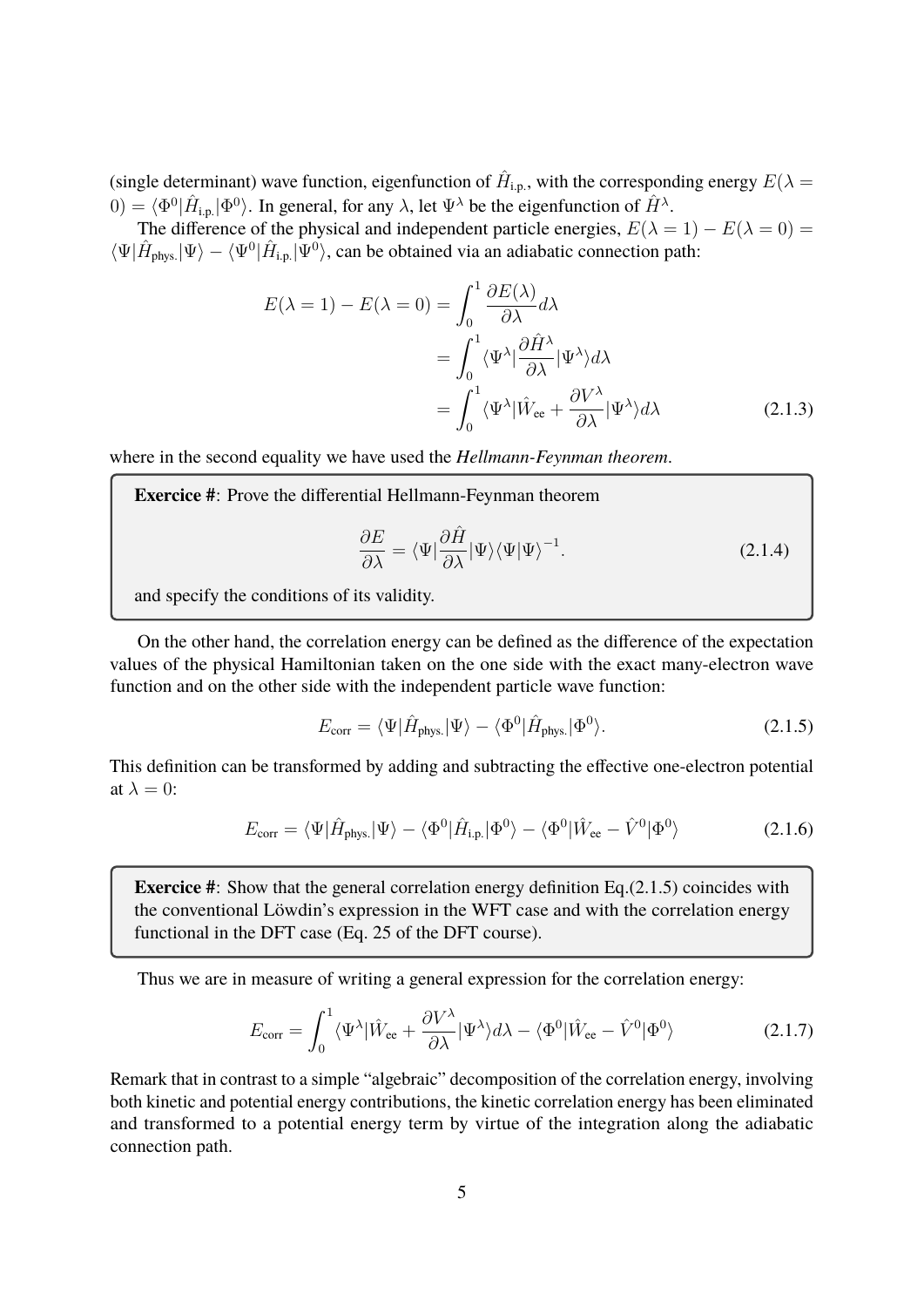(single determinant) wave function, eigenfunction of $\hat{H}_{\text{i.p.}}$, with the corresponding energy $E(\lambda = 0) = \langle \Phi^0 | \hat{H}_{\text{i.p.}} | \Phi^0 \rangle$. In general, for any $\lambda$, let $\Psi^\lambda$ be the eigenfunction of $\hat{H}^\lambda$.

The difference of the physical and independent particle energies, $E(\lambda = 1) - E(\lambda = 0) = \langle \Psi | \hat{H}_{\text{phys.}} | \Psi \rangle - \langle \Psi^0 | \hat{H}_{\text{i.p.}} | \Psi^0 \rangle$, can be obtained via an adiabatic connection path:

$$
\begin{aligned}
E(\lambda = 1) - E(\lambda = 0) &= \int_0^1 \frac{\partial E(\lambda)}{\partial \lambda} d\lambda \\
&= \int_0^1 \langle \Psi^\lambda | \frac{\partial \hat{H}^\lambda}{\partial \lambda} | \Psi^\lambda \rangle d\lambda \\
&= \int_0^1 \langle \Psi^\lambda | \hat{W}_{\text{ee}} + \frac{\partial V^\lambda}{\partial \lambda} | \Psi^\lambda \rangle d\lambda
\end{aligned}
\tag{2.1.3}
$$

where in the second equality we have used the ***Hellmann-Feynman theorem***.

> **Exercice #**: Prove the differential Hellmann-Feynman theorem
>
> $$\frac{\partial E}{\partial \lambda} = \langle \Psi | \frac{\partial \hat{H}}{\partial \lambda} | \Psi \rangle \langle \Psi | \Psi \rangle^{-1}. \tag{2.1.4}$$
>
> and specify the conditions of its validity.

On the other hand, the correlation energy can be defined as the difference of the expectation values of the physical Hamiltonian taken on the one side with the exact many-electron wave function and on the other side with the independent particle wave function:

$$E_{\text{corr}} = \langle \Psi | \hat{H}_{\text{phys.}} | \Psi \rangle - \langle \Phi^0 | \hat{H}_{\text{phys.}} | \Phi^0 \rangle. \tag{2.1.5}$$

This definition can be transformed by adding and subtracting the effective one-electron potential at $\lambda = 0$:

$$E_{\text{corr}} = \langle \Psi | \hat{H}_{\text{phys.}} | \Psi \rangle - \langle \Phi^0 | \hat{H}_{\text{i.p.}} | \Phi^0 \rangle - \langle \Phi^0 | \hat{W}_{\text{ee}} - \hat{V}^0 | \Phi^0 \rangle \tag{2.1.6}$$

> **Exercice #**: Show that the general correlation energy definition Eq.(2.1.5) coincides with the conventional Löwdin's expression in the WFT case and with the correlation energy functional in the DFT case (Eq. 25 of the DFT course).

Thus we are in measure of writing a general expression for the correlation energy:

$$E_{\text{corr}} = \int_0^1 \langle \Psi^\lambda | \hat{W}_{\text{ee}} + \frac{\partial V^\lambda}{\partial \lambda} | \Psi^\lambda \rangle d\lambda - \langle \Phi^0 | \hat{W}_{\text{ee}} - \hat{V}^0 | \Phi^0 \rangle \tag{2.1.7}$$

Remark that in contrast to a simple "algebraic" decomposition of the correlation energy, involving both kinetic and potential energy contributions, the kinetic correlation energy has been eliminated and transformed to a potential energy term by virtue of the integration along the adiabatic connection path.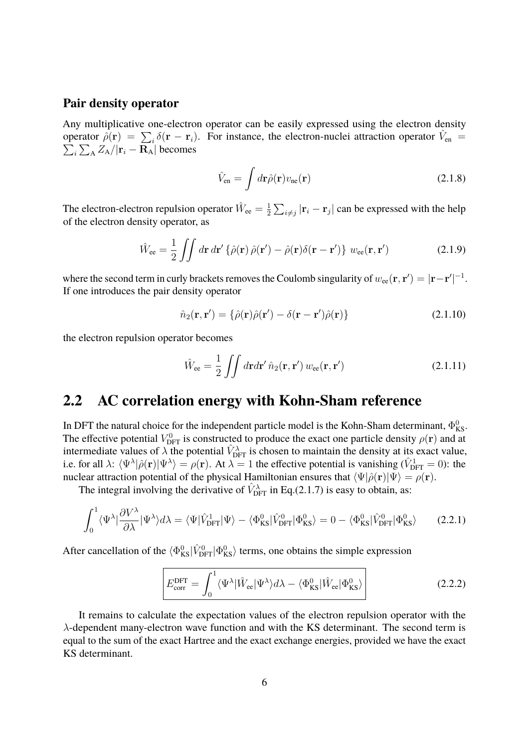### Pair density operator

Any multiplicative one-electron operator can be easily expressed using the electron density operator $\hat{\rho}(\mathbf{r}) = \sum_i \delta(\mathbf{r} - \mathbf{r}_i)$. For instance, the electron-nuclei attraction operator $\hat{V}_{\text{en}} = \sum_i \sum_{\text{A}} Z_{\text{A}}/|\mathbf{r}_i - \mathbf{R}_{\text{A}}|$ becomes

$$\hat{V}_{\text{en}} = \int d\mathbf{r} \hat{\rho}(\mathbf{r}) v_{\text{ne}}(\mathbf{r}) \tag{2.1.8}$$

The electron-electron repulsion operator $\hat{W}_{\text{ee}} = \frac{1}{2}\sum_{i \neq j} |\mathbf{r}_i - \mathbf{r}_j|$ can be expressed with the help of the electron density operator, as

$$\hat{W}_{\text{ee}} = \frac{1}{2} \iint d\mathbf{r}\, d\mathbf{r}' \left\{ \hat{\rho}(\mathbf{r})\, \hat{\rho}(\mathbf{r}') - \hat{\rho}(\mathbf{r})\delta(\mathbf{r} - \mathbf{r}') \right\} \, w_{\text{ee}}(\mathbf{r}, \mathbf{r}') \tag{2.1.9}$$

where the second term in curly brackets removes the Coulomb singularity of $w_{\text{ee}}(\mathbf{r}, \mathbf{r}') = |\mathbf{r} - \mathbf{r}'|^{-1}$. If one introduces the pair density operator

$$\hat{n}_2(\mathbf{r}, \mathbf{r}') = \left\{ \hat{\rho}(\mathbf{r})\hat{\rho}(\mathbf{r}') - \delta(\mathbf{r} - \mathbf{r}')\hat{\rho}(\mathbf{r}) \right\} \tag{2.1.10}$$

the electron repulsion operator becomes

$$\hat{W}_{\text{ee}} = \frac{1}{2} \iint d\mathbf{r} d\mathbf{r}'\, \hat{n}_2(\mathbf{r}, \mathbf{r}')\, w_{\text{ee}}(\mathbf{r}, \mathbf{r}') \tag{2.1.11}$$

## 2.2 AC correlation energy with Kohn-Sham reference

In DFT the natural choice for the independent particle model is the Kohn-Sham determinant, $\Phi^0_{\text{KS}}$. The effective potential $V^0_{\text{DFT}}$ is constructed to produce the exact one particle density $\rho(\mathbf{r})$ and at intermediate values of $\lambda$ the potential $\hat{V}^\lambda_{\text{DFT}}$ is chosen to maintain the density at its exact value, i.e. for all $\lambda$: $\langle \Psi^\lambda | \hat{\rho}(\mathbf{r}) | \Psi^\lambda \rangle = \rho(\mathbf{r})$. At $\lambda = 1$ the effective potential is vanishing ($\hat{V}^1_{\text{DFT}} = 0$): the nuclear attraction potential of the physical Hamiltonian ensures that $\langle \Psi | \hat{\rho}(\mathbf{r}) | \Psi \rangle = \rho(\mathbf{r})$.

The integral involving the derivative of $\hat{V}^\lambda_{\text{DFT}}$ in Eq.(2.1.7) is easy to obtain, as:

$$\int_0^1 \langle \Psi^\lambda | \frac{\partial V^\lambda}{\partial \lambda} | \Psi^\lambda \rangle d\lambda = \langle \Psi | \hat{V}^1_{\text{DFT}} | \Psi \rangle - \langle \Phi^0_{\text{KS}} | \hat{V}^0_{\text{DFT}} | \Phi^0_{\text{KS}} \rangle = 0 - \langle \Phi^0_{\text{KS}} | \hat{V}^0_{\text{DFT}} | \Phi^0_{\text{KS}} \rangle \tag{2.2.1}$$

After cancellation of the $\langle \Phi^0_{\text{KS}} | \hat{V}^0_{\text{DFT}} | \Phi^0_{\text{KS}} \rangle$ terms, one obtains the simple expression

$$\boxed{E^{\text{DFT}}_{\text{corr}} = \int_0^1 \langle \Psi^\lambda | \hat{W}_{\text{ee}} | \Psi^\lambda \rangle d\lambda - \langle \Phi^0_{\text{KS}} | \hat{W}_{\text{ee}} | \Phi^0_{\text{KS}} \rangle} \tag{2.2.2}$$

It remains to calculate the expectation values of the electron repulsion operator with the $\lambda$-dependent many-electron wave function and with the KS determinant. The second term is equal to the sum of the exact Hartree and the exact exchange energies, provided we have the exact KS determinant.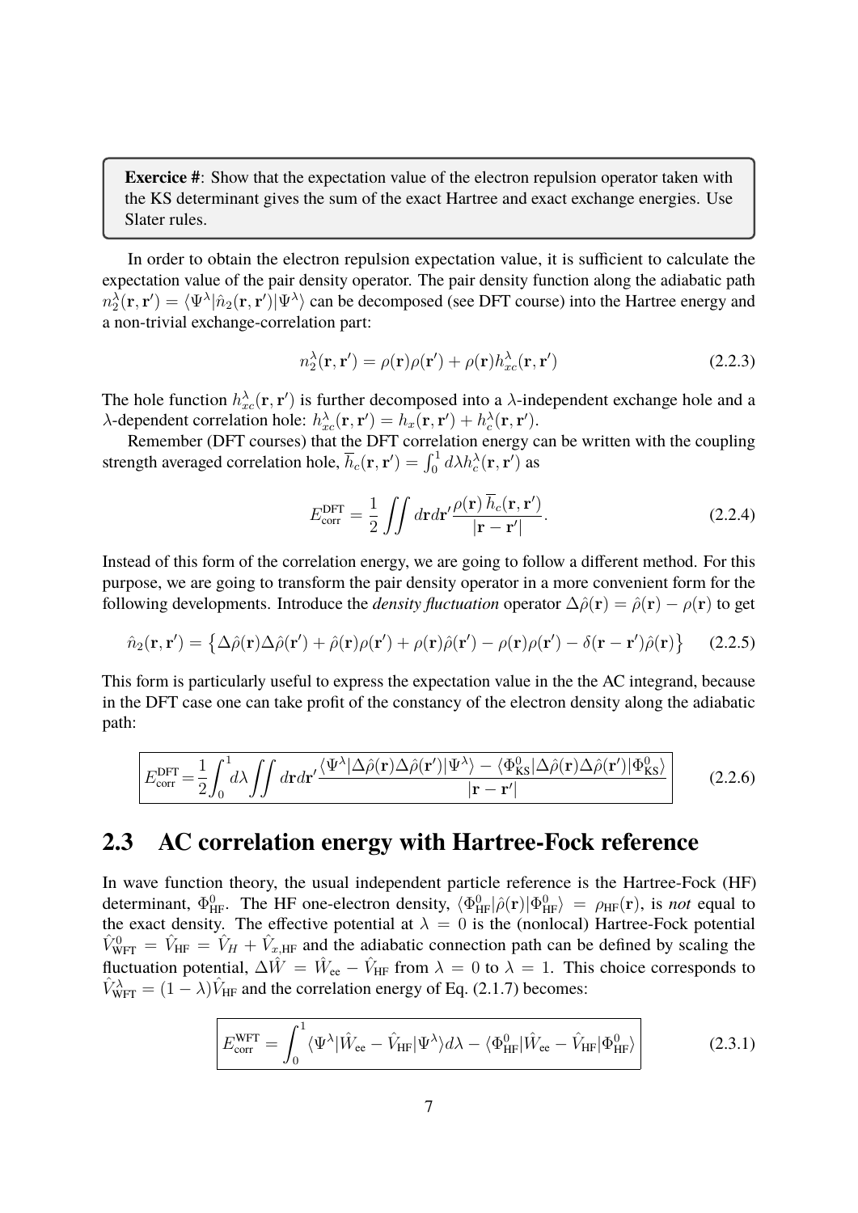> **Exercice #**: Show that the expectation value of the electron repulsion operator taken with the KS determinant gives the sum of the exact Hartree and exact exchange energies. Use Slater rules.

In order to obtain the electron repulsion expectation value, it is sufficient to calculate the expectation value of the pair density operator. The pair density function along the adiabatic path $n_2^\lambda(\mathbf{r},\mathbf{r}') = \langle\Psi^\lambda|\hat{n}_2(\mathbf{r},\mathbf{r}')|\Psi^\lambda\rangle$ can be decomposed (see DFT course) into the Hartree energy and a non-trivial exchange-correlation part:

$$n_2^\lambda(\mathbf{r},\mathbf{r}') = \rho(\mathbf{r})\rho(\mathbf{r}') + \rho(\mathbf{r})h_{xc}^\lambda(\mathbf{r},\mathbf{r}') \tag{2.2.3}$$

The hole function $h_{xc}^\lambda(\mathbf{r},\mathbf{r}')$ is further decomposed into a $\lambda$-independent exchange hole and a $\lambda$-dependent correlation hole: $h_{xc}^\lambda(\mathbf{r},\mathbf{r}') = h_x(\mathbf{r},\mathbf{r}') + h_c^\lambda(\mathbf{r},\mathbf{r}')$.

Remember (DFT courses) that the DFT correlation energy can be written with the coupling strength averaged correlation hole, $\overline{h}_c(\mathbf{r},\mathbf{r}') = \int_0^1 d\lambda h_c^\lambda(\mathbf{r},\mathbf{r}')$ as

$$E_{\text{corr}}^{\text{DFT}} = \frac{1}{2}\iint d\mathbf{r}d\mathbf{r}'\frac{\rho(\mathbf{r})\,\overline{h}_c(\mathbf{r},\mathbf{r}')}{|\mathbf{r}-\mathbf{r}'|}. \tag{2.2.4}$$

Instead of this form of the correlation energy, we are going to follow a different method. For this purpose, we are going to transform the pair density operator in a more convenient form for the following developments. Introduce the *density fluctuation* operator $\Delta\hat{\rho}(\mathbf{r}) = \hat{\rho}(\mathbf{r}) - \rho(\mathbf{r})$ to get

$$\hat{n}_2(\mathbf{r},\mathbf{r}') = \left\{\Delta\hat{\rho}(\mathbf{r})\Delta\hat{\rho}(\mathbf{r}') + \hat{\rho}(\mathbf{r})\rho(\mathbf{r}') + \rho(\mathbf{r})\hat{\rho}(\mathbf{r}') - \rho(\mathbf{r})\rho(\mathbf{r}') - \delta(\mathbf{r}-\mathbf{r}')\hat{\rho}(\mathbf{r})\right\} \tag{2.2.5}$$

This form is particularly useful to express the expectation value in the the AC integrand, because in the DFT case one can take profit of the constancy of the electron density along the adiabatic path:

$$\boxed{E_{\text{corr}}^{\text{DFT}} = \frac{1}{2}\int_0^1 d\lambda\iint d\mathbf{r}d\mathbf{r}'\frac{\langle\Psi^\lambda|\Delta\hat{\rho}(\mathbf{r})\Delta\hat{\rho}(\mathbf{r}')|\Psi^\lambda\rangle - \langle\Phi_{\text{KS}}^0|\Delta\hat{\rho}(\mathbf{r})\Delta\hat{\rho}(\mathbf{r}')|\Phi_{\text{KS}}^0\rangle}{|\mathbf{r}-\mathbf{r}'|}} \tag{2.2.6}$$

## 2.3 AC correlation energy with Hartree-Fock reference

In wave function theory, the usual independent particle reference is the Hartree-Fock (HF) determinant, $\Phi_{\text{HF}}^0$. The HF one-electron density, $\langle\Phi_{\text{HF}}^0|\hat{\rho}(\mathbf{r})|\Phi_{\text{HF}}^0\rangle = \rho_{\text{HF}}(\mathbf{r})$, is *not* equal to the exact density. The effective potential at $\lambda = 0$ is the (nonlocal) Hartree-Fock potential $\hat{V}_{\text{WFT}}^0 = \hat{V}_{\text{HF}} = \hat{V}_H + \hat{V}_{x,\text{HF}}$ and the adiabatic connection path can be defined by scaling the fluctuation potential, $\Delta\hat{W} = \hat{W}_{\text{ee}} - \hat{V}_{\text{HF}}$ from $\lambda = 0$ to $\lambda = 1$. This choice corresponds to $\hat{V}_{\text{WFT}}^\lambda = (1-\lambda)\hat{V}_{\text{HF}}$ and the correlation energy of Eq. (2.1.7) becomes:

$$\boxed{E_{\text{corr}}^{\text{WFT}} = \int_0^1 \langle\Psi^\lambda|\hat{W}_{\text{ee}} - \hat{V}_{\text{HF}}|\Psi^\lambda\rangle d\lambda - \langle\Phi_{\text{HF}}^0|\hat{W}_{\text{ee}} - \hat{V}_{\text{HF}}|\Phi_{\text{HF}}^0\rangle} \tag{2.3.1}$$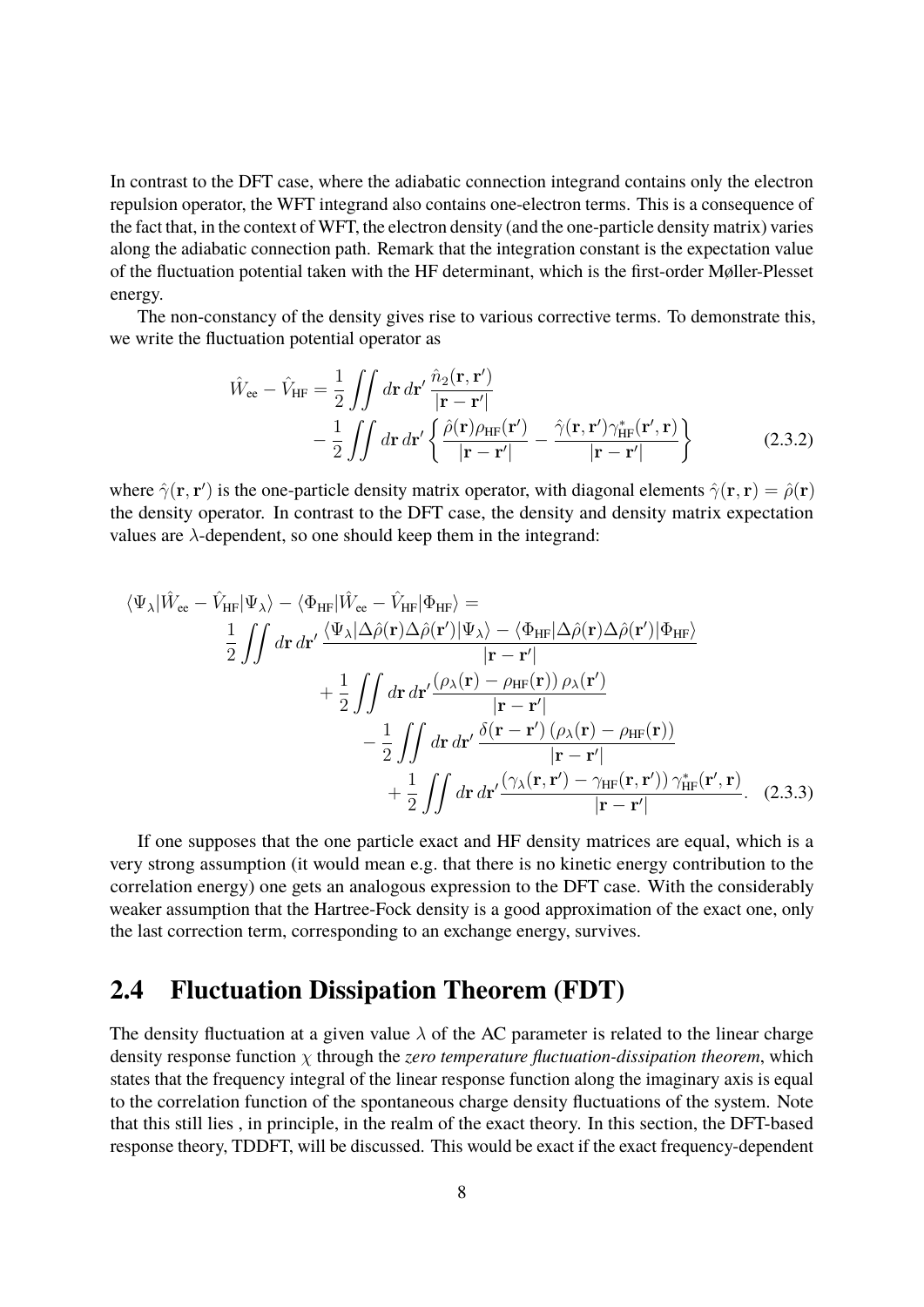In contrast to the DFT case, where the adiabatic connection integrand contains only the electron repulsion operator, the WFT integrand also contains one-electron terms. This is a consequence of the fact that, in the context of WFT, the electron density (and the one-particle density matrix) varies along the adiabatic connection path. Remark that the integration constant is the expectation value of the fluctuation potential taken with the HF determinant, which is the first-order Møller-Plesset energy.

The non-constancy of the density gives rise to various corrective terms. To demonstrate this, we write the fluctuation potential operator as

$$
\begin{aligned}
\hat{W}_{\text{ee}} - \hat{V}_{\text{HF}} = & \frac{1}{2} \iint d\mathbf{r}\, d\mathbf{r}' \, \frac{\hat{n}_2(\mathbf{r}, \mathbf{r}')}{|\mathbf{r} - \mathbf{r}'|} \\
& - \frac{1}{2} \iint d\mathbf{r}\, d\mathbf{r}' \left\{ \frac{\hat{\rho}(\mathbf{r})\rho_{\text{HF}}(\mathbf{r}')}{|\mathbf{r} - \mathbf{r}'|} - \frac{\hat{\gamma}(\mathbf{r}, \mathbf{r}')\gamma^*_{\text{HF}}(\mathbf{r}', \mathbf{r})}{|\mathbf{r} - \mathbf{r}'|} \right\}
\end{aligned}
\tag{2.3.2}
$$

where $\hat{\gamma}(\mathbf{r}, \mathbf{r}')$ is the one-particle density matrix operator, with diagonal elements $\hat{\gamma}(\mathbf{r}, \mathbf{r}) = \hat{\rho}(\mathbf{r})$ the density operator. In contrast to the DFT case, the density and density matrix expectation values are $\lambda$-dependent, so one should keep them in the integrand:

$$
\begin{aligned}
\langle \Psi_\lambda | \hat{W}_{\text{ee}} - \hat{V}_{\text{HF}} | \Psi_\lambda \rangle - \langle \Phi_{\text{HF}} | \hat{W}_{\text{ee}} - \hat{V}_{\text{HF}} | \Phi_{\text{HF}} \rangle = & \\
\frac{1}{2} \iint d\mathbf{r}\, d\mathbf{r}' \, & \frac{\langle \Psi_\lambda | \Delta\hat{\rho}(\mathbf{r}) \Delta\hat{\rho}(\mathbf{r}') | \Psi_\lambda \rangle - \langle \Phi_{\text{HF}} | \Delta\hat{\rho}(\mathbf{r}) \Delta\hat{\rho}(\mathbf{r}') | \Phi_{\text{HF}} \rangle}{|\mathbf{r} - \mathbf{r}'|} \\
& + \frac{1}{2} \iint d\mathbf{r}\, d\mathbf{r}' \frac{(\rho_\lambda(\mathbf{r}) - \rho_{\text{HF}}(\mathbf{r}))\, \rho_\lambda(\mathbf{r}')}{|\mathbf{r} - \mathbf{r}'|} \\
& - \frac{1}{2} \iint d\mathbf{r}\, d\mathbf{r}' \, \frac{\delta(\mathbf{r} - \mathbf{r}')\, (\rho_\lambda(\mathbf{r}) - \rho_{\text{HF}}(\mathbf{r}))}{|\mathbf{r} - \mathbf{r}'|} \\
& + \frac{1}{2} \iint d\mathbf{r}\, d\mathbf{r}' \frac{(\gamma_\lambda(\mathbf{r}, \mathbf{r}') - \gamma_{\text{HF}}(\mathbf{r}, \mathbf{r}'))\, \gamma^*_{\text{HF}}(\mathbf{r}', \mathbf{r})}{|\mathbf{r} - \mathbf{r}'|}.
\end{aligned}
\tag{2.3.3}
$$

If one supposes that the one particle exact and HF density matrices are equal, which is a very strong assumption (it would mean e.g. that there is no kinetic energy contribution to the correlation energy) one gets an analogous expression to the DFT case. With the considerably weaker assumption that the Hartree-Fock density is a good approximation of the exact one, only the last correction term, corresponding to an exchange energy, survives.

## 2.4 Fluctuation Dissipation Theorem (FDT)

The density fluctuation at a given value $\lambda$ of the AC parameter is related to the linear charge density response function $\chi$ through the *zero temperature fluctuation-dissipation theorem*, which states that the frequency integral of the linear response function along the imaginary axis is equal to the correlation function of the spontaneous charge density fluctuations of the system. Note that this still lies , in principle, in the realm of the exact theory. In this section, the DFT-based response theory, TDDFT, will be discussed. This would be exact if the exact frequency-dependent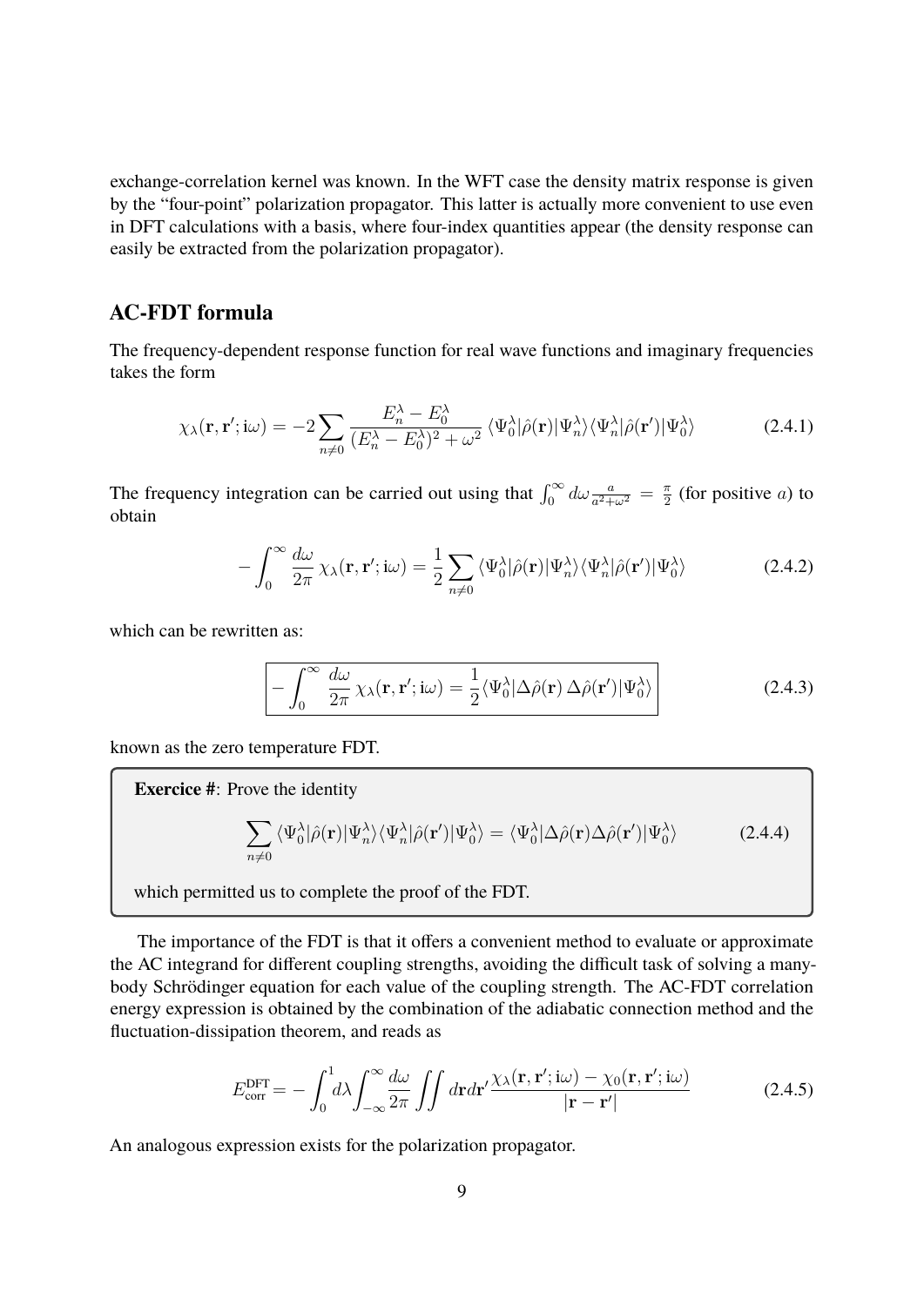exchange-correlation kernel was known. In the WFT case the density matrix response is given by the "four-point" polarization propagator. This latter is actually more convenient to use even in DFT calculations with a basis, where four-index quantities appear (the density response can easily be extracted from the polarization propagator).

## AC-FDT formula

The frequency-dependent response function for real wave functions and imaginary frequencies takes the form

$$\chi_\lambda(\mathbf{r}, \mathbf{r}'; \mathrm{i}\omega) = -2 \sum_{n \neq 0} \frac{E_n^\lambda - E_0^\lambda}{(E_n^\lambda - E_0^\lambda)^2 + \omega^2} \langle \Psi_0^\lambda | \hat{\rho}(\mathbf{r}) | \Psi_n^\lambda \rangle \langle \Psi_n^\lambda | \hat{\rho}(\mathbf{r}') | \Psi_0^\lambda \rangle \tag{2.4.1}$$

The frequency integration can be carried out using that $\int_0^\infty d\omega \frac{a}{a^2+\omega^2} = \frac{\pi}{2}$ (for positive $a$) to obtain

$$-\int_0^\infty \frac{d\omega}{2\pi} \chi_\lambda(\mathbf{r}, \mathbf{r}'; \mathrm{i}\omega) = \frac{1}{2} \sum_{n \neq 0} \langle \Psi_0^\lambda | \hat{\rho}(\mathbf{r}) | \Psi_n^\lambda \rangle \langle \Psi_n^\lambda | \hat{\rho}(\mathbf{r}') | \Psi_0^\lambda \rangle \tag{2.4.2}$$

which can be rewritten as:

$$\boxed{-\int_0^\infty \frac{d\omega}{2\pi} \chi_\lambda(\mathbf{r}, \mathbf{r}'; \mathrm{i}\omega) = \frac{1}{2} \langle \Psi_0^\lambda | \Delta\hat{\rho}(\mathbf{r}) \, \Delta\hat{\rho}(\mathbf{r}') | \Psi_0^\lambda \rangle} \tag{2.4.3}$$

known as the zero temperature FDT.

> **Exercice #**: Prove the identity
>
> $$\sum_{n \neq 0} \langle \Psi_0^\lambda | \hat{\rho}(\mathbf{r}) | \Psi_n^\lambda \rangle \langle \Psi_n^\lambda | \hat{\rho}(\mathbf{r}') | \Psi_0^\lambda \rangle = \langle \Psi_0^\lambda | \Delta\hat{\rho}(\mathbf{r}) \Delta\hat{\rho}(\mathbf{r}') | \Psi_0^\lambda \rangle \tag{2.4.4}$$
>
> which permitted us to complete the proof of the FDT.

The importance of the FDT is that it offers a convenient method to evaluate or approximate the AC integrand for different coupling strengths, avoiding the difficult task of solving a many-body Schrödinger equation for each value of the coupling strength. The AC-FDT correlation energy expression is obtained by the combination of the adiabatic connection method and the fluctuation-dissipation theorem, and reads as

$$E_{\mathrm{corr}}^{\mathrm{DFT}} = -\int_0^1 d\lambda \int_{-\infty}^\infty \frac{d\omega}{2\pi} \iint d\mathbf{r} d\mathbf{r}' \frac{\chi_\lambda(\mathbf{r}, \mathbf{r}'; \mathrm{i}\omega) - \chi_0(\mathbf{r}, \mathbf{r}'; \mathrm{i}\omega)}{|\mathbf{r} - \mathbf{r}'|} \tag{2.4.5}$$

An analogous expression exists for the polarization propagator.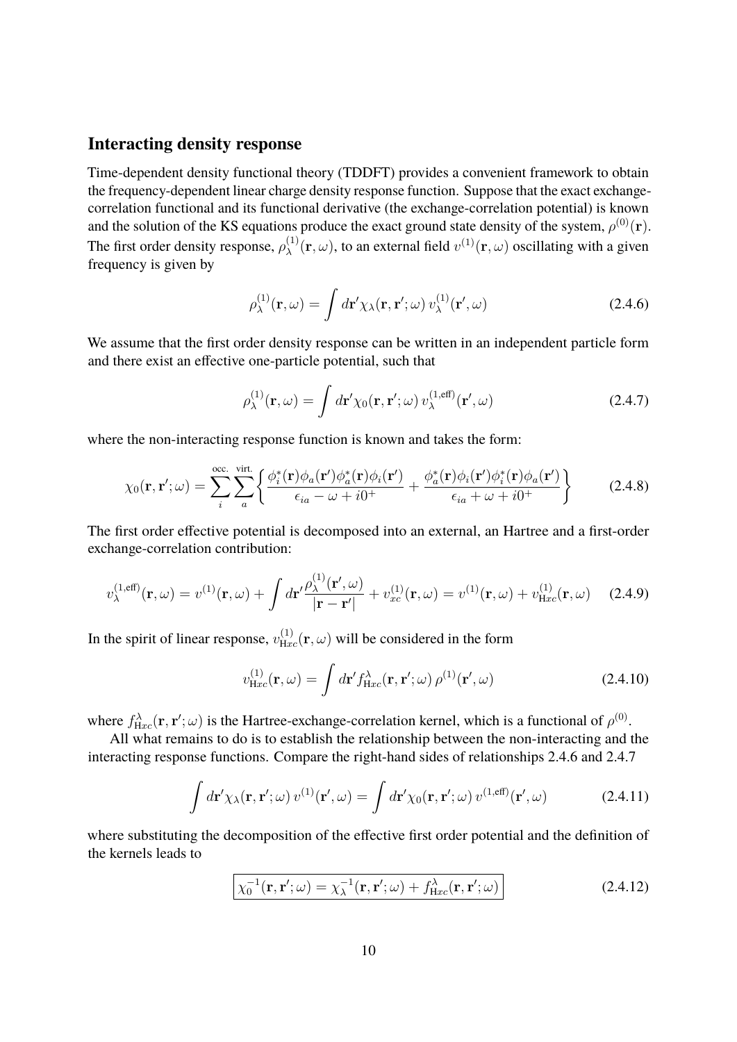## Interacting density response

Time-dependent density functional theory (TDDFT) provides a convenient framework to obtain the frequency-dependent linear charge density response function. Suppose that the exact exchange-correlation functional and its functional derivative (the exchange-correlation potential) is known and the solution of the KS equations produce the exact ground state density of the system, $\rho^{(0)}(\mathbf{r})$. The first order density response, $\rho^{(1)}_{\lambda}(\mathbf{r}, \omega)$, to an external field $v^{(1)}(\mathbf{r}, \omega)$ oscillating with a given frequency is given by

$$\rho^{(1)}_{\lambda}(\mathbf{r}, \omega) = \int d\mathbf{r}' \chi_{\lambda}(\mathbf{r}, \mathbf{r}'; \omega)\, v^{(1)}_{\lambda}(\mathbf{r}', \omega) \tag{2.4.6}$$

We assume that the first order density response can be written in an independent particle form and there exist an effective one-particle potential, such that

$$\rho^{(1)}_{\lambda}(\mathbf{r}, \omega) = \int d\mathbf{r}' \chi_{0}(\mathbf{r}, \mathbf{r}'; \omega)\, v^{(1,\text{eff})}_{\lambda}(\mathbf{r}', \omega) \tag{2.4.7}$$

where the non-interacting response function is known and takes the form:

$$\chi_0(\mathbf{r}, \mathbf{r}'; \omega) = \sum_{i}^{\text{occ.}} \sum_{a}^{\text{virt.}} \left\{ \frac{\phi_i^*(\mathbf{r})\phi_a(\mathbf{r}')\phi_a^*(\mathbf{r})\phi_i(\mathbf{r}')}{\epsilon_{ia} - \omega + i0^+} + \frac{\phi_a^*(\mathbf{r})\phi_i(\mathbf{r}')\phi_i^*(\mathbf{r})\phi_a(\mathbf{r}')}{\epsilon_{ia} + \omega + i0^+} \right\} \tag{2.4.8}$$

The first order effective potential is decomposed into an external, an Hartree and a first-order exchange-correlation contribution:

$$v^{(1,\text{eff})}_{\lambda}(\mathbf{r}, \omega) = v^{(1)}(\mathbf{r}, \omega) + \int d\mathbf{r}' \frac{\rho^{(1)}_{\lambda}(\mathbf{r}', \omega)}{|\mathbf{r} - \mathbf{r}'|} + v^{(1)}_{xc}(\mathbf{r}, \omega) = v^{(1)}(\mathbf{r}, \omega) + v^{(1)}_{\text{H}xc}(\mathbf{r}, \omega) \tag{2.4.9}$$

In the spirit of linear response, $v^{(1)}_{\text{H}xc}(\mathbf{r}, \omega)$ will be considered in the form

$$v^{(1)}_{\text{H}xc}(\mathbf{r}, \omega) = \int d\mathbf{r}' f^{\lambda}_{\text{H}xc}(\mathbf{r}, \mathbf{r}'; \omega)\, \rho^{(1)}(\mathbf{r}', \omega) \tag{2.4.10}$$

where $f^{\lambda}_{\text{H}xc}(\mathbf{r}, \mathbf{r}'; \omega)$ is the Hartree-exchange-correlation kernel, which is a functional of $\rho^{(0)}$.

All what remains to do is to establish the relationship between the non-interacting and the interacting response functions. Compare the right-hand sides of relationships 2.4.6 and 2.4.7

$$\int d\mathbf{r}' \chi_{\lambda}(\mathbf{r}, \mathbf{r}'; \omega)\, v^{(1)}(\mathbf{r}', \omega) = \int d\mathbf{r}' \chi_{0}(\mathbf{r}, \mathbf{r}'; \omega)\, v^{(1,\text{eff})}(\mathbf{r}', \omega) \tag{2.4.11}$$

where substituting the decomposition of the effective first order potential and the definition of the kernels leads to

$$\boxed{\chi_0^{-1}(\mathbf{r}, \mathbf{r}'; \omega) = \chi_{\lambda}^{-1}(\mathbf{r}, \mathbf{r}'; \omega) + f^{\lambda}_{\text{H}xc}(\mathbf{r}, \mathbf{r}'; \omega)} \tag{2.4.12}$$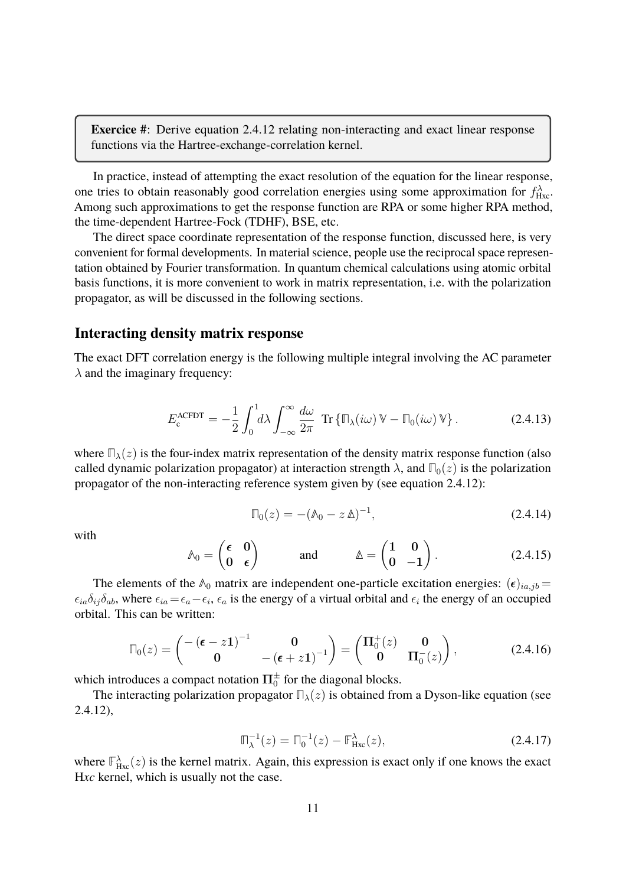> **Exercice #**: Derive equation 2.4.12 relating non-interacting and exact linear response functions via the Hartree-exchange-correlation kernel.

In practice, instead of attempting the exact resolution of the equation for the linear response, one tries to obtain reasonably good correlation energies using some approximation for $f^{\lambda}_{\text{Hxc}}$. Among such approximations to get the response function are RPA or some higher RPA method, the time-dependent Hartree-Fock (TDHF), BSE, etc.

The direct space coordinate representation of the response function, discussed here, is very convenient for formal developments. In material science, people use the reciprocal space representation obtained by Fourier transformation. In quantum chemical calculations using atomic orbital basis functions, it is more convenient to work in matrix representation, i.e. with the polarization propagator, as will be discussed in the following sections.

## Interacting density matrix response

The exact DFT correlation energy is the following multiple integral involving the AC parameter $\lambda$ and the imaginary frequency:

$$E_{\text{c}}^{\text{ACFDT}} = -\frac{1}{2}\int_0^1 d\lambda \int_{-\infty}^{\infty} \frac{d\omega}{2\pi}\ \text{Tr}\left\{\mathbb{\Pi}_{\lambda}(i\omega)\,\mathbb{V} - \mathbb{\Pi}_0(i\omega)\,\mathbb{V}\right\}. \tag{2.4.13}$$

where $\mathbb{\Pi}_{\lambda}(z)$ is the four-index matrix representation of the density matrix response function (also called dynamic polarization propagator) at interaction strength $\lambda$, and $\mathbb{\Pi}_0(z)$ is the polarization propagator of the non-interacting reference system given by (see equation 2.4.12):

$$\mathbb{\Pi}_0(z) = -(\mathbb{A}_0 - z\,\mathbb{\Delta})^{-1}, \tag{2.4.14}$$

with

$$\mathbb{A}_0 = \begin{pmatrix} \boldsymbol{\epsilon} & \mathbf{0} \\ \mathbf{0} & \boldsymbol{\epsilon} \end{pmatrix} \qquad \text{and} \qquad \mathbb{\Delta} = \begin{pmatrix} \mathbf{1} & \mathbf{0} \\ \mathbf{0} & -\mathbf{1} \end{pmatrix}. \tag{2.4.15}$$

The elements of the $\mathbb{A}_0$ matrix are independent one-particle excitation energies: $(\boldsymbol{\epsilon})_{ia,jb} = \epsilon_{ia}\delta_{ij}\delta_{ab}$, where $\epsilon_{ia} = \epsilon_a - \epsilon_i$, $\epsilon_a$ is the energy of a virtual orbital and $\epsilon_i$ the energy of an occupied orbital. This can be written:

$$\mathbb{\Pi}_0(z) = \begin{pmatrix} -\left(\boldsymbol{\epsilon} - z\mathbf{1}\right)^{-1} & \mathbf{0} \\ \mathbf{0} & -\left(\boldsymbol{\epsilon} + z\mathbf{1}\right)^{-1} \end{pmatrix} = \begin{pmatrix} \mathbf{\Pi}_0^{+}(z) & \mathbf{0} \\ \mathbf{0} & \mathbf{\Pi}_0^{-}(z) \end{pmatrix}, \tag{2.4.16}$$

which introduces a compact notation $\mathbf{\Pi}_0^{\pm}$ for the diagonal blocks.

The interacting polarization propagator $\mathbb{\Pi}_{\lambda}(z)$ is obtained from a Dyson-like equation (see 2.4.12),

$$\mathbb{\Pi}_{\lambda}^{-1}(z) = \mathbb{\Pi}_0^{-1}(z) - \mathbb{F}^{\lambda}_{\text{Hxc}}(z), \tag{2.4.17}$$

where $\mathbb{F}^{\lambda}_{\text{Hxc}}(z)$ is the kernel matrix. Again, this expression is exact only if one knows the exact H*xc* kernel, which is usually not the case.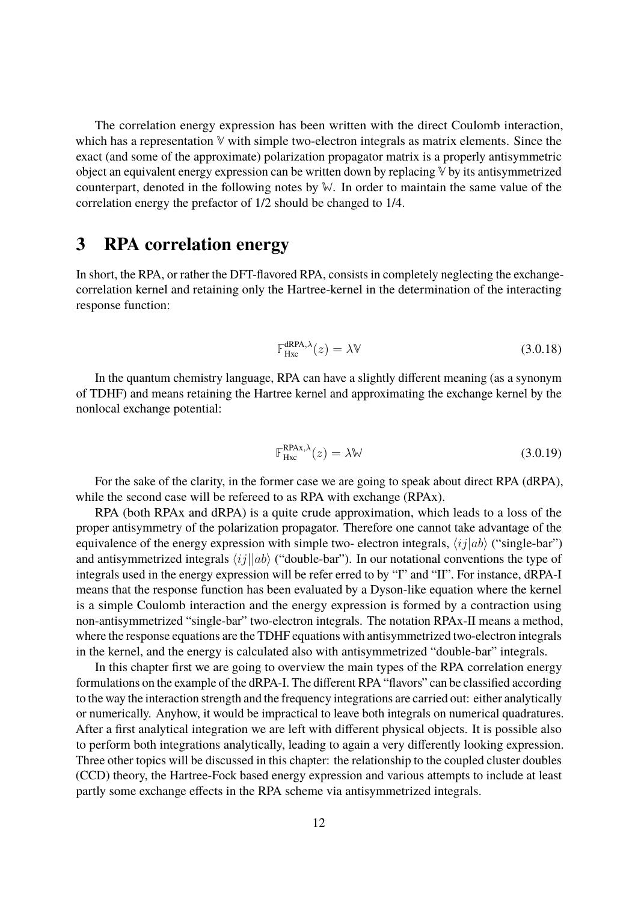The correlation energy expression has been written with the direct Coulomb interaction, which has a representation $\mathbb{V}$ with simple two-electron integrals as matrix elements. Since the exact (and some of the approximate) polarization propagator matrix is a properly antisymmetric object an equivalent energy expression can be written down by replacing $\mathbb{V}$ by its antisymmetrized counterpart, denoted in the following notes by $\mathbb{W}$. In order to maintain the same value of the correlation energy the prefactor of 1/2 should be changed to 1/4.

# 3 RPA correlation energy

In short, the RPA, or rather the DFT-flavored RPA, consists in completely neglecting the exchange-correlation kernel and retaining only the Hartree-kernel in the determination of the interacting response function:

$$\mathbb{F}_{\text{Hxc}}^{\text{dRPA},\lambda}(z) = \lambda \mathbb{V} \tag{3.0.18}$$

In the quantum chemistry language, RPA can have a slightly different meaning (as a synonym of TDHF) and means retaining the Hartree kernel and approximating the exchange kernel by the nonlocal exchange potential:

$$\mathbb{F}_{\text{Hxc}}^{\text{RPAx},\lambda}(z) = \lambda \mathbb{W} \tag{3.0.19}$$

For the sake of the clarity, in the former case we are going to speak about direct RPA (dRPA), while the second case will be refereed to as RPA with exchange (RPAx).

RPA (both RPAx and dRPA) is a quite crude approximation, which leads to a loss of the proper antisymmetry of the polarization propagator. Therefore one cannot take advantage of the equivalence of the energy expression with simple two- electron integrals, $\langle ij|ab\rangle$ ("single-bar") and antisymmetrized integrals $\langle ij||ab\rangle$ ("double-bar"). In our notational conventions the type of integrals used in the energy expression will be refer erred to by "I" and "II". For instance, dRPA-I means that the response function has been evaluated by a Dyson-like equation where the kernel is a simple Coulomb interaction and the energy expression is formed by a contraction using non-antisymmetrized "single-bar" two-electron integrals. The notation RPAx-II means a method, where the response equations are the TDHF equations with antisymmetrized two-electron integrals in the kernel, and the energy is calculated also with antisymmetrized "double-bar" integrals.

In this chapter first we are going to overview the main types of the RPA correlation energy formulations on the example of the dRPA-I. The different RPA "flavors" can be classified according to the way the interaction strength and the frequency integrations are carried out: either analytically or numerically. Anyhow, it would be impractical to leave both integrals on numerical quadratures. After a first analytical integration we are left with different physical objects. It is possible also to perform both integrations analytically, leading to again a very differently looking expression. Three other topics will be discussed in this chapter: the relationship to the coupled cluster doubles (CCD) theory, the Hartree-Fock based energy expression and various attempts to include at least partly some exchange effects in the RPA scheme via antisymmetrized integrals.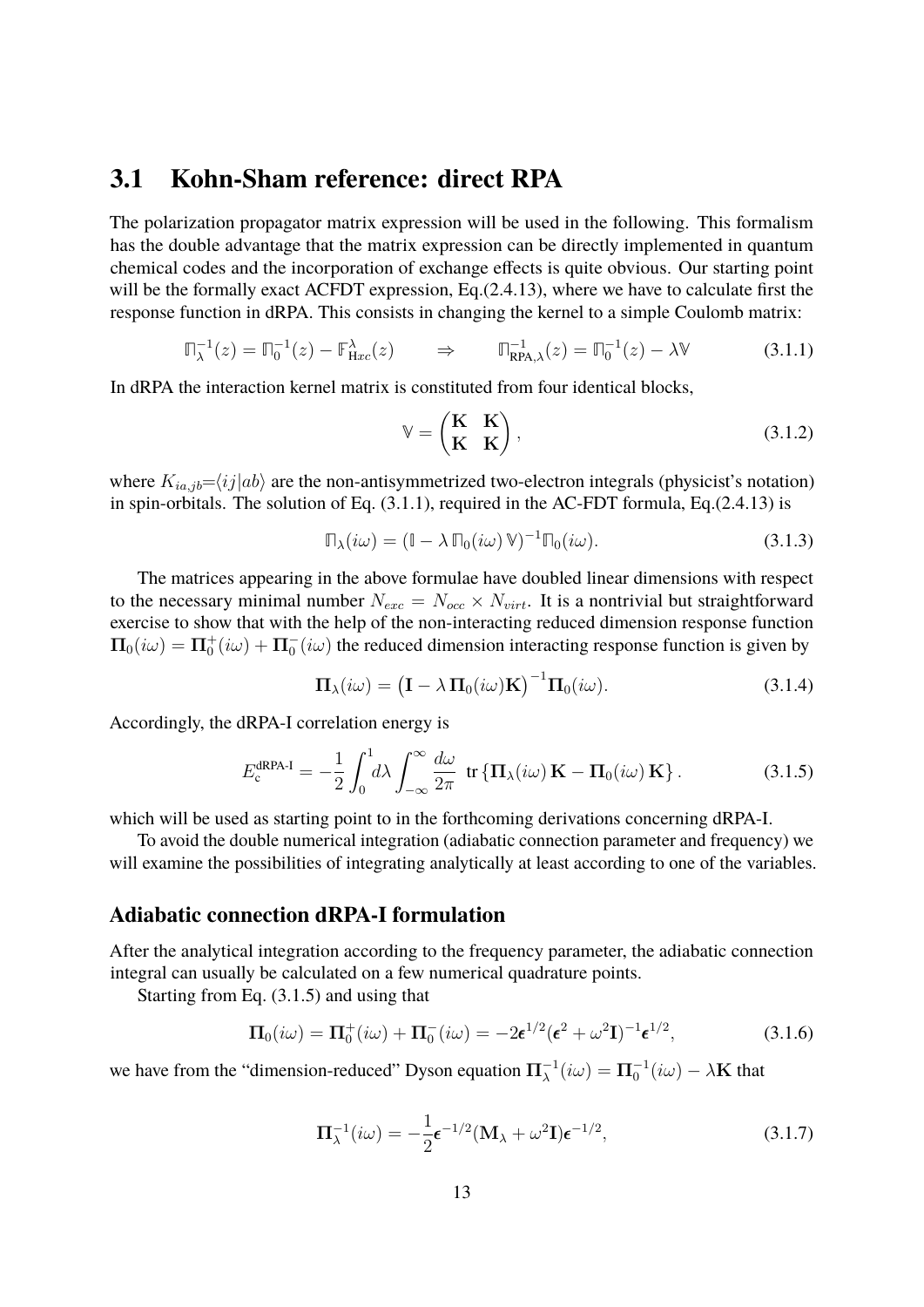## 3.1 Kohn-Sham reference: direct RPA

The polarization propagator matrix expression will be used in the following. This formalism has the double advantage that the matrix expression can be directly implemented in quantum chemical codes and the incorporation of exchange effects is quite obvious. Our starting point will be the formally exact ACFDT expression, Eq.(2.4.13), where we have to calculate first the response function in dRPA. This consists in changing the kernel to a simple Coulomb matrix:

$$\mathbb{\Pi}_\lambda^{-1}(z) = \mathbb{\Pi}_0^{-1}(z) - \mathbb{F}_{Hxc}^\lambda(z) \qquad \Rightarrow \qquad \mathbb{\Pi}_{\text{RPA},\lambda}^{-1}(z) = \mathbb{\Pi}_0^{-1}(z) - \lambda \mathbb{V} \tag{3.1.1}$$

In dRPA the interaction kernel matrix is constituted from four identical blocks,

$$\mathbb{V} = \begin{pmatrix} \mathbf{K} & \mathbf{K} \\ \mathbf{K} & \mathbf{K} \end{pmatrix}, \tag{3.1.2}$$

where $K_{ia,jb}$=$\langle ij|ab\rangle$ are the non-antisymmetrized two-electron integrals (physicist's notation) in spin-orbitals. The solution of Eq. (3.1.1), required in the AC-FDT formula, Eq.(2.4.13) is

$$\mathbb{\Pi}_\lambda(i\omega) = (\mathbb{I} - \lambda\, \mathbb{\Pi}_0(i\omega)\, \mathbb{V})^{-1} \mathbb{\Pi}_0(i\omega). \tag{3.1.3}$$

The matrices appearing in the above formulae have doubled linear dimensions with respect to the necessary minimal number $N_{exc} = N_{occ} \times N_{virt}$. It is a nontrivial but straightforward exercise to show that with the help of the non-interacting reduced dimension response function $\mathbf{\Pi}_0(i\omega) = \mathbf{\Pi}_0^+(i\omega) + \mathbf{\Pi}_0^-(i\omega)$ the reduced dimension interacting response function is given by

$$\mathbf{\Pi}_\lambda(i\omega) = \left(\mathbf{I} - \lambda\, \mathbf{\Pi}_0(i\omega)\mathbf{K}\right)^{-1} \mathbf{\Pi}_0(i\omega). \tag{3.1.4}$$

Accordingly, the dRPA-I correlation energy is

$$E_c^{\text{dRPA-I}} = -\frac{1}{2}\int_0^1 d\lambda \int_{-\infty}^{\infty} \frac{d\omega}{2\pi}\ \text{tr}\left\{\mathbf{\Pi}_\lambda(i\omega)\,\mathbf{K} - \mathbf{\Pi}_0(i\omega)\,\mathbf{K}\right\}. \tag{3.1.5}$$

which will be used as starting point to in the forthcoming derivations concerning dRPA-I.

To avoid the double numerical integration (adiabatic connection parameter and frequency) we will examine the possibilities of integrating analytically at least according to one of the variables.

### Adiabatic connection dRPA-I formulation

After the analytical integration according to the frequency parameter, the adiabatic connection integral can usually be calculated on a few numerical quadrature points.

Starting from Eq. (3.1.5) and using that

$$\mathbf{\Pi}_0(i\omega) = \mathbf{\Pi}_0^+(i\omega) + \mathbf{\Pi}_0^-(i\omega) = -2\boldsymbol{\epsilon}^{1/2}(\boldsymbol{\epsilon}^2 + \omega^2\mathbf{I})^{-1}\boldsymbol{\epsilon}^{1/2}, \tag{3.1.6}$$

we have from the "dimension-reduced" Dyson equation $\mathbf{\Pi}_\lambda^{-1}(i\omega) = \mathbf{\Pi}_0^{-1}(i\omega) - \lambda\mathbf{K}$ that

$$\mathbf{\Pi}_\lambda^{-1}(i\omega) = -\frac{1}{2}\boldsymbol{\epsilon}^{-1/2}(\mathbf{M}_\lambda + \omega^2\mathbf{I})\boldsymbol{\epsilon}^{-1/2}, \tag{3.1.7}$$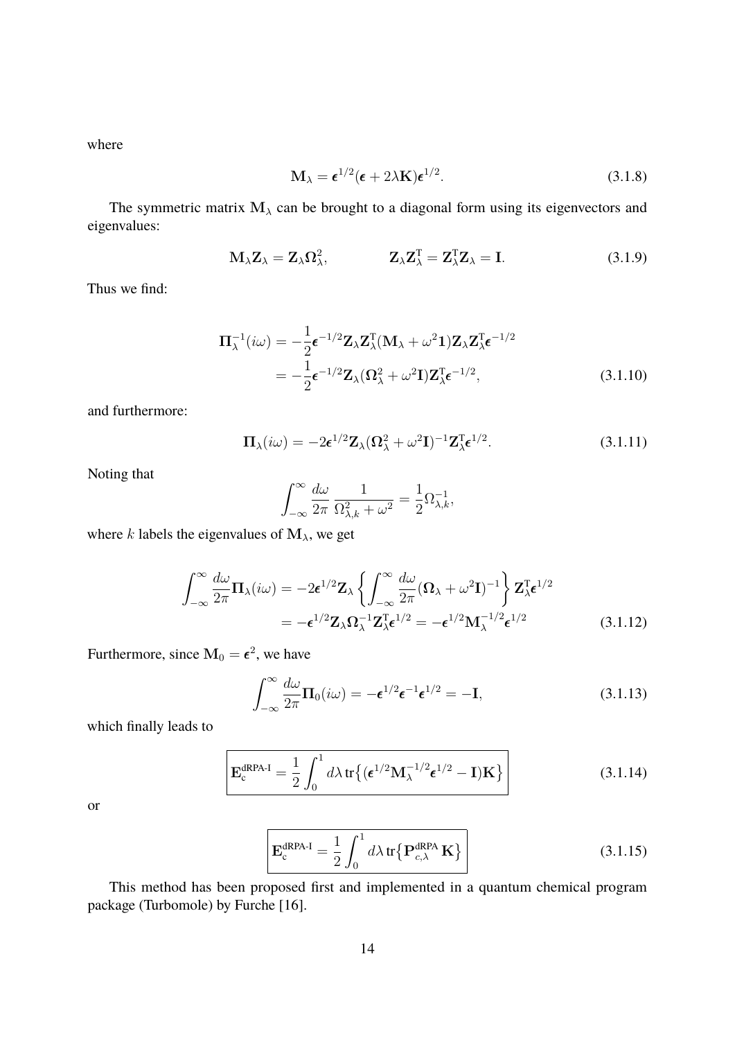where

$$\mathbf{M}_\lambda = \boldsymbol{\epsilon}^{1/2}(\boldsymbol{\epsilon} + 2\lambda\mathbf{K})\boldsymbol{\epsilon}^{1/2}. \tag{3.1.8}$$

The symmetric matrix $\mathbf{M}_\lambda$ can be brought to a diagonal form using its eigenvectors and eigenvalues:

$$\mathbf{M}_\lambda \mathbf{Z}_\lambda = \mathbf{Z}_\lambda \boldsymbol{\Omega}_\lambda^2, \qquad \mathbf{Z}_\lambda \mathbf{Z}_\lambda^{\mathrm{T}} = \mathbf{Z}_\lambda^{\mathrm{T}} \mathbf{Z}_\lambda = \mathbf{I}. \tag{3.1.9}$$

Thus we find:

$$\begin{aligned}
\boldsymbol{\Pi}_\lambda^{-1}(i\omega) &= -\frac{1}{2}\boldsymbol{\epsilon}^{-1/2}\mathbf{Z}_\lambda \mathbf{Z}_\lambda^{\mathrm{T}}(\mathbf{M}_\lambda + \omega^2 \mathbf{1})\mathbf{Z}_\lambda \mathbf{Z}_\lambda^{\mathrm{T}}\boldsymbol{\epsilon}^{-1/2} \\
&= -\frac{1}{2}\boldsymbol{\epsilon}^{-1/2}\mathbf{Z}_\lambda(\boldsymbol{\Omega}_\lambda^2 + \omega^2 \mathbf{I})\mathbf{Z}_\lambda^{\mathrm{T}}\boldsymbol{\epsilon}^{-1/2},
\end{aligned} \tag{3.1.10}$$

and furthermore:

$$\boldsymbol{\Pi}_\lambda(i\omega) = -2\boldsymbol{\epsilon}^{1/2}\mathbf{Z}_\lambda(\boldsymbol{\Omega}_\lambda^2 + \omega^2\mathbf{I})^{-1}\mathbf{Z}_\lambda^{\mathrm{T}}\boldsymbol{\epsilon}^{1/2}. \tag{3.1.11}$$

Noting that

$$\int_{-\infty}^{\infty} \frac{d\omega}{2\pi} \frac{1}{\Omega_{\lambda,k}^2 + \omega^2} = \frac{1}{2}\Omega_{\lambda,k}^{-1},$$

where $k$ labels the eigenvalues of $\mathbf{M}_\lambda$, we get

$$\begin{aligned}
\int_{-\infty}^{\infty} \frac{d\omega}{2\pi}\boldsymbol{\Pi}_\lambda(i\omega) &= -2\boldsymbol{\epsilon}^{1/2}\mathbf{Z}_\lambda \left\{ \int_{-\infty}^{\infty} \frac{d\omega}{2\pi}(\boldsymbol{\Omega}_\lambda + \omega^2\mathbf{I})^{-1} \right\} \mathbf{Z}_\lambda^{\mathrm{T}}\boldsymbol{\epsilon}^{1/2} \\
&= -\boldsymbol{\epsilon}^{1/2}\mathbf{Z}_\lambda \boldsymbol{\Omega}_\lambda^{-1}\mathbf{Z}_\lambda^{\mathrm{T}}\boldsymbol{\epsilon}^{1/2} = -\boldsymbol{\epsilon}^{1/2}\mathbf{M}_\lambda^{-1/2}\boldsymbol{\epsilon}^{1/2}
\end{aligned} \tag{3.1.12}$$

Furthermore, since $\mathbf{M}_0 = \boldsymbol{\epsilon}^2$, we have

$$\int_{-\infty}^{\infty} \frac{d\omega}{2\pi}\boldsymbol{\Pi}_0(i\omega) = -\boldsymbol{\epsilon}^{1/2}\boldsymbol{\epsilon}^{-1}\boldsymbol{\epsilon}^{1/2} = -\mathbf{I}, \tag{3.1.13}$$

which finally leads to

$$\boxed{\mathbf{E}_{\mathrm{c}}^{\mathrm{dRPA\text{-}I}} = \frac{1}{2}\int_0^1 d\lambda\, \mathrm{tr}\big\{(\boldsymbol{\epsilon}^{1/2}\mathbf{M}_\lambda^{-1/2}\boldsymbol{\epsilon}^{1/2} - \mathbf{I})\mathbf{K}\big\}} \tag{3.1.14}$$

or

$$\boxed{\mathbf{E}_{\mathrm{c}}^{\mathrm{dRPA\text{-}I}} = \frac{1}{2}\int_0^1 d\lambda\, \mathrm{tr}\big\{\mathbf{P}_{c,\lambda}^{\mathrm{dRPA}}\,\mathbf{K}\big\}} \tag{3.1.15}$$

This method has been proposed first and implemented in a quantum chemical program package (Turbomole) by Furche [16].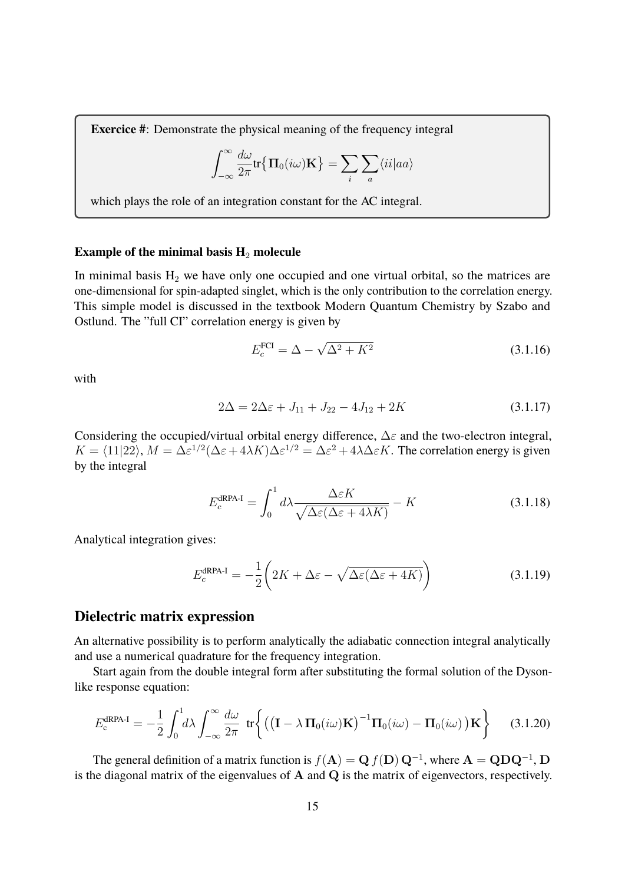**Exercice #**: Demonstrate the physical meaning of the frequency integral

$$\int_{-\infty}^{\infty} \frac{d\omega}{2\pi} \text{tr}\{\mathbf{\Pi}_0(i\omega)\mathbf{K}\} = \sum_i \sum_a \langle ii|aa\rangle$$

which plays the role of an integration constant for the AC integral.

#### Example of the minimal basis $H_2$ molecule

In minimal basis $H_2$ we have only one occupied and one virtual orbital, so the matrices are one-dimensional for spin-adapted singlet, which is the only contribution to the correlation energy. This simple model is discussed in the textbook Modern Quantum Chemistry by Szabo and Ostlund. The "full CI" correlation energy is given by

$$E_c^{\text{FCI}} = \Delta - \sqrt{\Delta^2 + K^2} \tag{3.1.16}$$

with

$$2\Delta = 2\Delta\varepsilon + J_{11} + J_{22} - 4J_{12} + 2K \tag{3.1.17}$$

Considering the occupied/virtual orbital energy difference, $\Delta\varepsilon$ and the two-electron integral, $K = \langle 11|22\rangle$, $M = \Delta\varepsilon^{1/2}(\Delta\varepsilon + 4\lambda K)\Delta\varepsilon^{1/2} = \Delta\varepsilon^2 + 4\lambda\Delta\varepsilon K$. The correlation energy is given by the integral

$$E_c^{\text{dRPA-I}} = \int_0^1 d\lambda \frac{\Delta\varepsilon K}{\sqrt{\Delta\varepsilon(\Delta\varepsilon + 4\lambda K)}} - K \tag{3.1.18}$$

Analytical integration gives:

$$E_c^{\text{dRPA-I}} = -\frac{1}{2}\left(2K + \Delta\varepsilon - \sqrt{\Delta\varepsilon(\Delta\varepsilon + 4K)}\right) \tag{3.1.19}$$

## Dielectric matrix expression

An alternative possibility is to perform analytically the adiabatic connection integral analytically and use a numerical quadrature for the frequency integration.

Start again from the double integral form after substituting the formal solution of the Dyson-like response equation:

$$E_c^{\text{dRPA-I}} = -\frac{1}{2}\int_0^1 d\lambda \int_{-\infty}^{\infty} \frac{d\omega}{2\pi} \ \text{tr}\left\{\left(\left(\mathbf{I} - \lambda\,\mathbf{\Pi}_0(i\omega)\mathbf{K}\right)^{-1}\mathbf{\Pi}_0(i\omega) - \mathbf{\Pi}_0(i\omega)\right)\mathbf{K}\right\} \tag{3.1.20}$$

The general definition of a matrix function is $f(\mathbf{A}) = \mathbf{Q}\,f(\mathbf{D})\,\mathbf{Q}^{-1}$, where $\mathbf{A} = \mathbf{Q}\mathbf{D}\mathbf{Q}^{-1}$, $\mathbf{D}$ is the diagonal matrix of the eigenvalues of $\mathbf{A}$ and $\mathbf{Q}$ is the matrix of eigenvectors, respectively.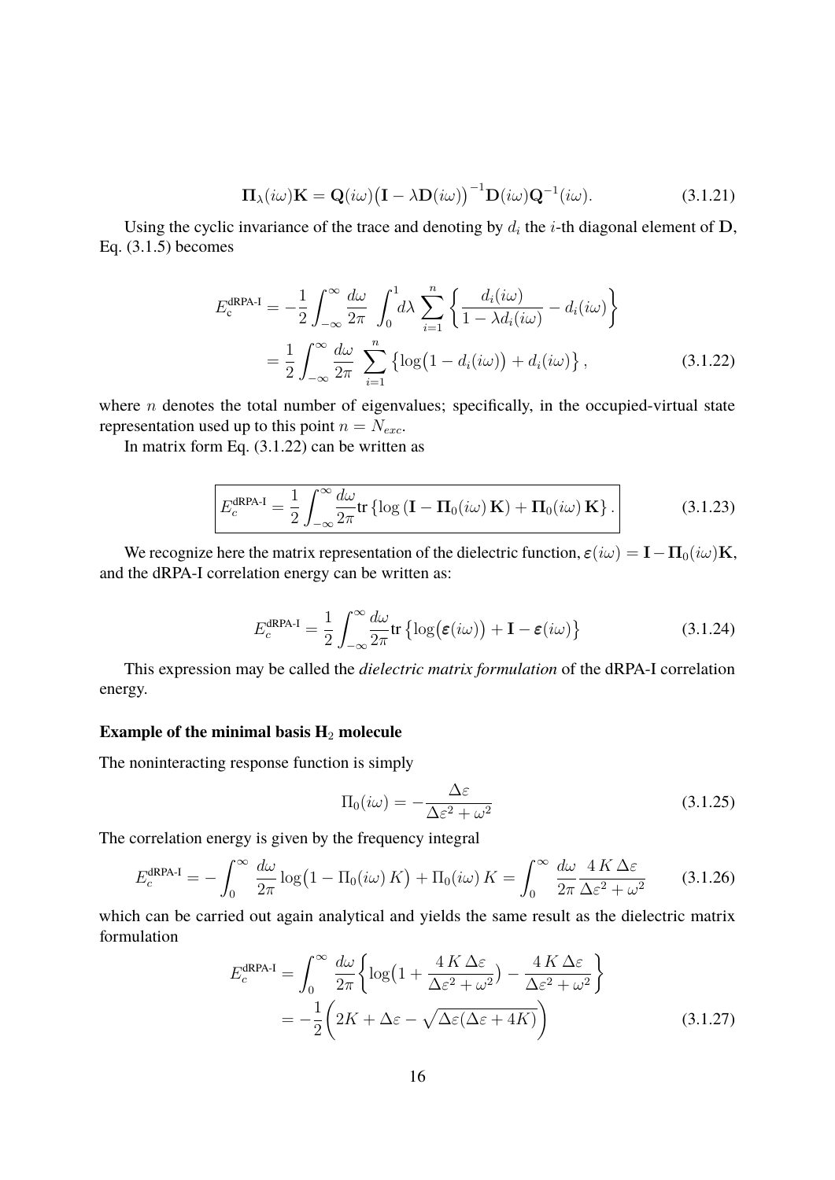$$\mathbf{\Pi}_{\lambda}(i\omega)\mathbf{K} = \mathbf{Q}(i\omega)\big(\mathbf{I} - \lambda\mathbf{D}(i\omega)\big)^{-1}\mathbf{D}(i\omega)\mathbf{Q}^{-1}(i\omega). \tag{3.1.21}$$

Using the cyclic invariance of the trace and denoting by $d_i$ the $i$-th diagonal element of $\mathbf{D}$, Eq. (3.1.5) becomes

$$\begin{aligned} E_{\text{c}}^{\text{dRPA-I}} &= -\frac{1}{2}\int_{-\infty}^{\infty}\frac{d\omega}{2\pi}\int_0^1 d\lambda \sum_{i=1}^{n}\left\{\frac{d_i(i\omega)}{1-\lambda d_i(i\omega)} - d_i(i\omega)\right\} \\ &= \frac{1}{2}\int_{-\infty}^{\infty}\frac{d\omega}{2\pi}\sum_{i=1}^{n}\left\{\log\big(1-d_i(i\omega)\big) + d_i(i\omega)\right\}, \end{aligned} \tag{3.1.22}$$

where $n$ denotes the total number of eigenvalues; specifically, in the occupied-virtual state representation used up to this point $n = N_{exc}$.

In matrix form Eq. (3.1.22) can be written as

$$\boxed{E_c^{\text{dRPA-I}} = \frac{1}{2}\int_{-\infty}^{\infty}\frac{d\omega}{2\pi}\text{tr}\left\{\log\left(\mathbf{I} - \mathbf{\Pi}_0(i\omega)\,\mathbf{K}\right) + \mathbf{\Pi}_0(i\omega)\,\mathbf{K}\right\}.} \tag{3.1.23}$$

We recognize here the matrix representation of the dielectric function, $\boldsymbol{\varepsilon}(i\omega) = \mathbf{I} - \mathbf{\Pi}_0(i\omega)\mathbf{K}$, and the dRPA-I correlation energy can be written as:

$$E_c^{\text{dRPA-I}} = \frac{1}{2}\int_{-\infty}^{\infty}\frac{d\omega}{2\pi}\text{tr}\left\{\log\big(\boldsymbol{\varepsilon}(i\omega)\big) + \mathbf{I} - \boldsymbol{\varepsilon}(i\omega)\right\} \tag{3.1.24}$$

This expression may be called the *dielectric matrix formulation* of the dRPA-I correlation energy.

**Example of the minimal basis $H_2$ molecule**

The noninteracting response function is simply

$$\Pi_0(i\omega) = -\frac{\Delta\varepsilon}{\Delta\varepsilon^2 + \omega^2} \tag{3.1.25}$$

The correlation energy is given by the frequency integral

$$E_c^{\text{dRPA-I}} = -\int_0^{\infty}\frac{d\omega}{2\pi}\log\big(1 - \Pi_0(i\omega)\,K\big) + \Pi_0(i\omega)\,K = \int_0^{\infty}\frac{d\omega}{2\pi}\frac{4\,K\,\Delta\varepsilon}{\Delta\varepsilon^2 + \omega^2} \tag{3.1.26}$$

which can be carried out again analytical and yields the same result as the dielectric matrix formulation

$$\begin{aligned} E_c^{\text{dRPA-I}} &= \int_0^{\infty}\frac{d\omega}{2\pi}\left\{\log\big(1 + \frac{4\,K\,\Delta\varepsilon}{\Delta\varepsilon^2 + \omega^2}\big) - \frac{4\,K\,\Delta\varepsilon}{\Delta\varepsilon^2 + \omega^2}\right\} \\ &= -\frac{1}{2}\left(2K + \Delta\varepsilon - \sqrt{\Delta\varepsilon(\Delta\varepsilon + 4K)}\right) \end{aligned} \tag{3.1.27}$$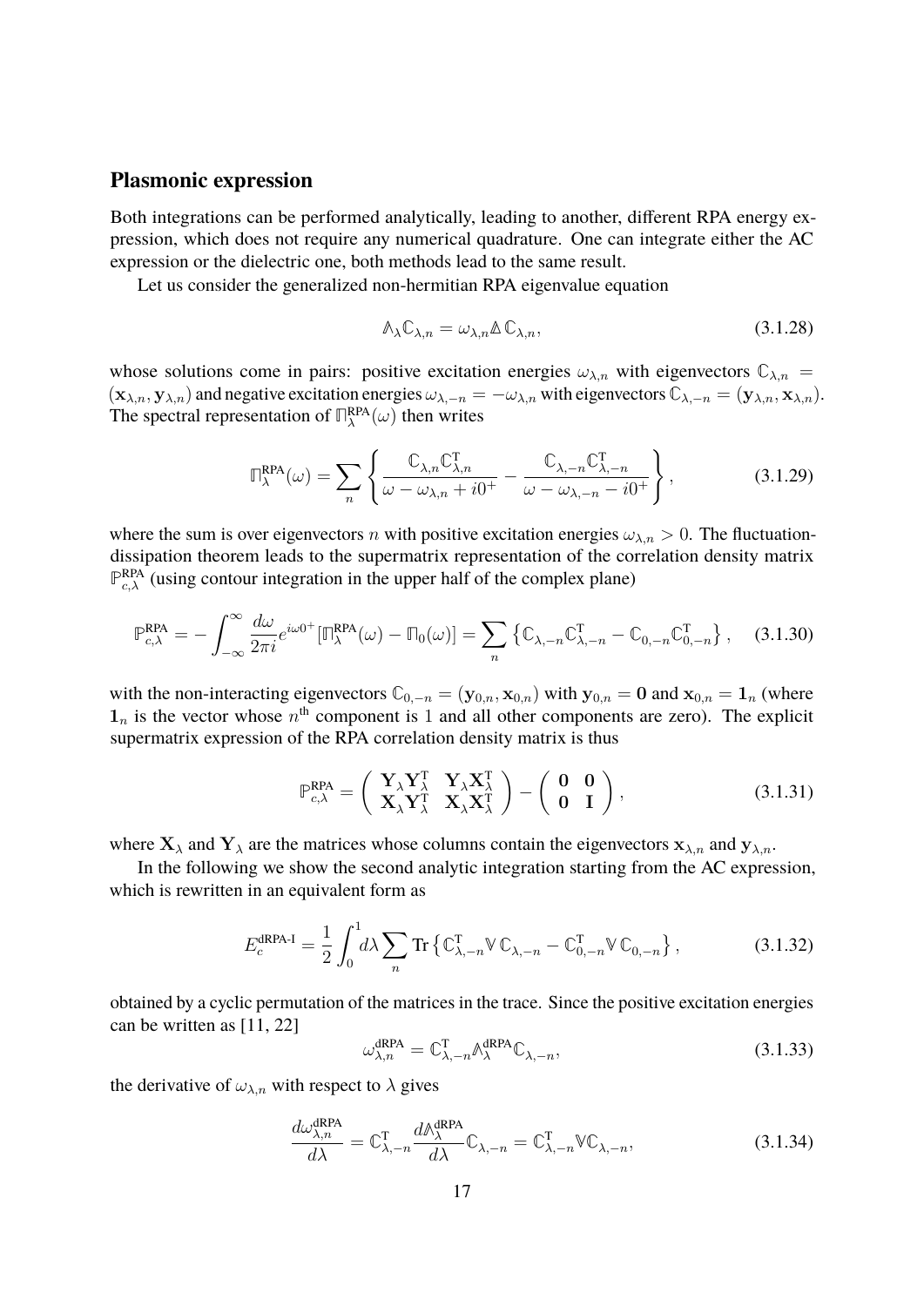### Plasmonic expression

Both integrations can be performed analytically, leading to another, different RPA energy expression, which does not require any numerical quadrature. One can integrate either the AC expression or the dielectric one, both methods lead to the same result.

Let us consider the generalized non-hermitian RPA eigenvalue equation

$$\mathbb{A}_\lambda \mathbb{C}_{\lambda,n} = \omega_{\lambda,n} \mathbb{\Delta}\, \mathbb{C}_{\lambda,n}, \tag{3.1.28}$$

whose solutions come in pairs: positive excitation energies $\omega_{\lambda,n}$ with eigenvectors $\mathbb{C}_{\lambda,n} = (\mathbf{x}_{\lambda,n}, \mathbf{y}_{\lambda,n})$ and negative excitation energies $\omega_{\lambda,-n} = -\omega_{\lambda,n}$ with eigenvectors $\mathbb{C}_{\lambda,-n} = (\mathbf{y}_{\lambda,n}, \mathbf{x}_{\lambda,n})$. The spectral representation of $\mathbb{\Pi}_\lambda^{\text{RPA}}(\omega)$ then writes

$$\mathbb{\Pi}_\lambda^{\text{RPA}}(\omega) = \sum_n \left\{ \frac{\mathbb{C}_{\lambda,n}\mathbb{C}_{\lambda,n}^{\text{T}}}{\omega - \omega_{\lambda,n} + i0^+} - \frac{\mathbb{C}_{\lambda,-n}\mathbb{C}_{\lambda,-n}^{\text{T}}}{\omega - \omega_{\lambda,-n} - i0^+} \right\}, \tag{3.1.29}$$

where the sum is over eigenvectors $n$ with positive excitation energies $\omega_{\lambda,n} > 0$. The fluctuation-dissipation theorem leads to the supermatrix representation of the correlation density matrix $\mathbb{P}_{c,\lambda}^{\text{RPA}}$ (using contour integration in the upper half of the complex plane)

$$\mathbb{P}_{c,\lambda}^{\text{RPA}} = -\int_{-\infty}^{\infty} \frac{d\omega}{2\pi i} e^{i\omega 0^+} [\mathbb{\Pi}_\lambda^{\text{RPA}}(\omega) - \mathbb{\Pi}_0(\omega)] = \sum_n \left\{ \mathbb{C}_{\lambda,-n}\mathbb{C}_{\lambda,-n}^{\text{T}} - \mathbb{C}_{0,-n}\mathbb{C}_{0,-n}^{\text{T}} \right\}, \tag{3.1.30}$$

with the non-interacting eigenvectors $\mathbb{C}_{0,-n} = (\mathbf{y}_{0,n}, \mathbf{x}_{0,n})$ with $\mathbf{y}_{0,n} = \mathbf{0}$ and $\mathbf{x}_{0,n} = \mathbf{1}_n$ (where $\mathbf{1}_n$ is the vector whose $n^{\text{th}}$ component is 1 and all other components are zero). The explicit supermatrix expression of the RPA correlation density matrix is thus

$$\mathbb{P}_{c,\lambda}^{\text{RPA}} = \begin{pmatrix} \mathbf{Y}_\lambda \mathbf{Y}_\lambda^{\text{T}} & \mathbf{Y}_\lambda \mathbf{X}_\lambda^{\text{T}} \\ \mathbf{X}_\lambda \mathbf{Y}_\lambda^{\text{T}} & \mathbf{X}_\lambda \mathbf{X}_\lambda^{\text{T}} \end{pmatrix} - \begin{pmatrix} \mathbf{0} & \mathbf{0} \\ \mathbf{0} & \mathbf{I} \end{pmatrix}, \tag{3.1.31}$$

where $\mathbf{X}_\lambda$ and $\mathbf{Y}_\lambda$ are the matrices whose columns contain the eigenvectors $\mathbf{x}_{\lambda,n}$ and $\mathbf{y}_{\lambda,n}$.

In the following we show the second analytic integration starting from the AC expression, which is rewritten in an equivalent form as

$$E_c^{\text{dRPA-I}} = \frac{1}{2}\int_0^1 d\lambda \sum_n \text{Tr}\left\{ \mathbb{C}_{\lambda,-n}^{\text{T}} \mathbb{V}\, \mathbb{C}_{\lambda,-n} - \mathbb{C}_{0,-n}^{\text{T}} \mathbb{V}\, \mathbb{C}_{0,-n} \right\}, \tag{3.1.32}$$

obtained by a cyclic permutation of the matrices in the trace. Since the positive excitation energies can be written as [11, 22]

$$\omega_{\lambda,n}^{\text{dRPA}} = \mathbb{C}_{\lambda,-n}^{\text{T}} \mathbb{A}_\lambda^{\text{dRPA}} \mathbb{C}_{\lambda,-n}, \tag{3.1.33}$$

the derivative of $\omega_{\lambda,n}$ with respect to $\lambda$ gives

$$\frac{d\omega_{\lambda,n}^{\text{dRPA}}}{d\lambda} = \mathbb{C}_{\lambda,-n}^{\text{T}} \frac{d\mathbb{A}_\lambda^{\text{dRPA}}}{d\lambda} \mathbb{C}_{\lambda,-n} = \mathbb{C}_{\lambda,-n}^{\text{T}} \mathbb{V} \mathbb{C}_{\lambda,-n}, \tag{3.1.34}$$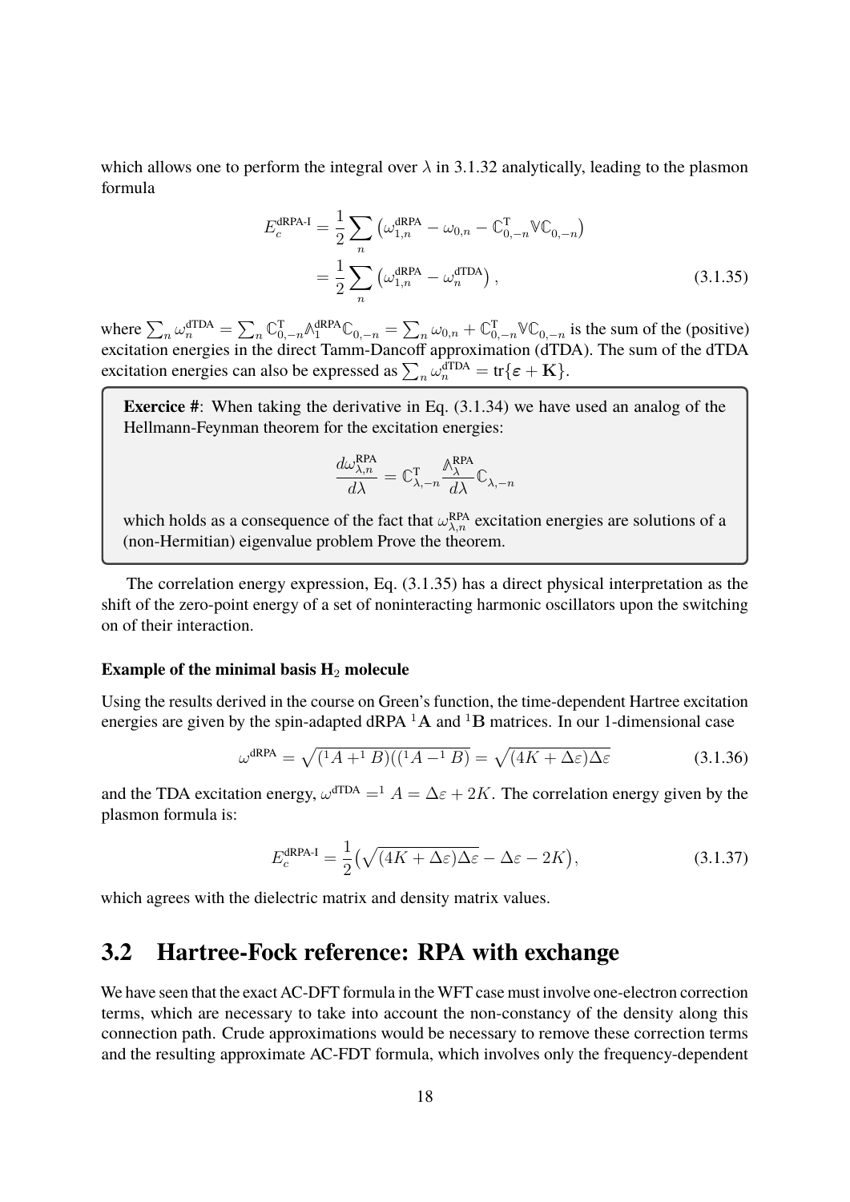which allows one to perform the integral over $\lambda$ in 3.1.32 analytically, leading to the plasmon formula

$$
\begin{aligned}
E_c^{\text{dRPA-I}} &= \frac{1}{2}\sum_n \left(\omega_{1,n}^{\text{dRPA}} - \omega_{0,n} - \mathbb{C}_{0,-n}^{\text{T}}\mathbb{V}\mathbb{C}_{0,-n}\right) \\
&= \frac{1}{2}\sum_n \left(\omega_{1,n}^{\text{dRPA}} - \omega_n^{\text{dTDA}}\right),
\end{aligned}
\tag{3.1.35}
$$

where $\sum_n \omega_n^{\text{dTDA}} = \sum_n \mathbb{C}_{0,-n}^{\text{T}}\mathbb{A}_1^{\text{dRPA}}\mathbb{C}_{0,-n} = \sum_n \omega_{0,n} + \mathbb{C}_{0,-n}^{\text{T}}\mathbb{V}\mathbb{C}_{0,-n}$ is the sum of the (positive) excitation energies in the direct Tamm-Dancoff approximation (dTDA). The sum of the dTDA excitation energies can also be expressed as $\sum_n \omega_n^{\text{dTDA}} = \text{tr}\{\boldsymbol{\varepsilon} + \mathbf{K}\}$.

> **Exercice #**: When taking the derivative in Eq. (3.1.34) we have used an analog of the Hellmann-Feynman theorem for the excitation energies:
>
> $$\frac{d\omega_{\lambda,n}^{\text{RPA}}}{d\lambda} = \mathbb{C}_{\lambda,-n}^{\text{T}}\frac{\mathbb{A}_\lambda^{\text{RPA}}}{d\lambda}\mathbb{C}_{\lambda,-n}$$
>
> which holds as a consequence of the fact that $\omega_{\lambda,n}^{\text{RPA}}$ excitation energies are solutions of a (non-Hermitian) eigenvalue problem Prove the theorem.

The correlation energy expression, Eq. (3.1.35) has a direct physical interpretation as the shift of the zero-point energy of a set of noninteracting harmonic oscillators upon the switching on of their interaction.

#### Example of the minimal basis $H_2$ molecule

Using the results derived in the course on Green's function, the time-dependent Hartree excitation energies are given by the spin-adapted dRPA ${}^1\mathbf{A}$ and ${}^1\mathbf{B}$ matrices. In our 1-dimensional case

$$
\omega^{\text{dRPA}} = \sqrt{({}^1A + {}^1B)(({}^1A - {}^1B)} = \sqrt{(4K + \Delta\varepsilon)\Delta\varepsilon}
\tag{3.1.36}
$$

and the TDA excitation energy, $\omega^{\text{dTDA}} = {}^1A = \Delta\varepsilon + 2K$. The correlation energy given by the plasmon formula is:

$$
E_c^{\text{dRPA-I}} = \frac{1}{2}\left(\sqrt{(4K + \Delta\varepsilon)\Delta\varepsilon} - \Delta\varepsilon - 2K\right),
\tag{3.1.37}
$$

which agrees with the dielectric matrix and density matrix values.

## 3.2 Hartree-Fock reference: RPA with exchange

We have seen that the exact AC-DFT formula in the WFT case must involve one-electron correction terms, which are necessary to take into account the non-constancy of the density along this connection path. Crude approximations would be necessary to remove these correction terms and the resulting approximate AC-FDT formula, which involves only the frequency-dependent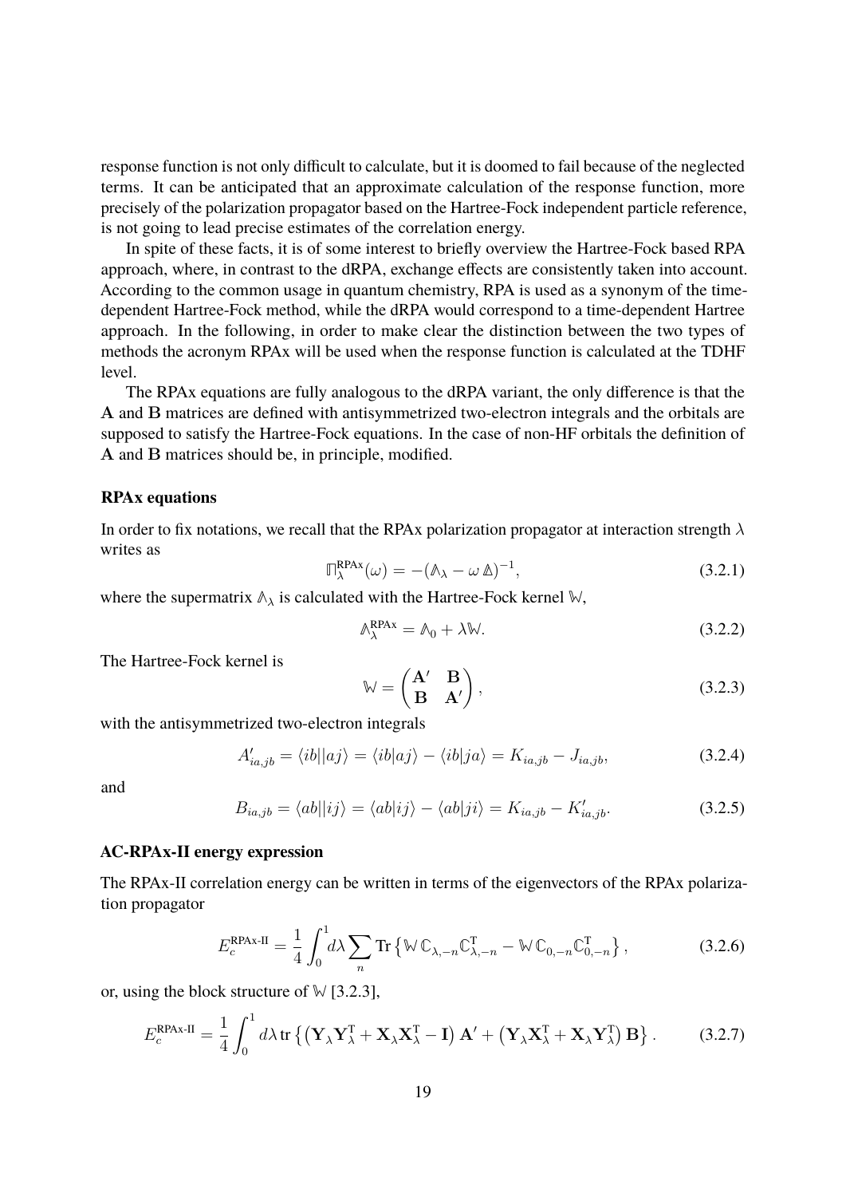response function is not only difficult to calculate, but it is doomed to fail because of the neglected terms. It can be anticipated that an approximate calculation of the response function, more precisely of the polarization propagator based on the Hartree-Fock independent particle reference, is not going to lead precise estimates of the correlation energy.

In spite of these facts, it is of some interest to briefly overview the Hartree-Fock based RPA approach, where, in contrast to the dRPA, exchange effects are consistently taken into account. According to the common usage in quantum chemistry, RPA is used as a synonym of the time-dependent Hartree-Fock method, while the dRPA would correspond to a time-dependent Hartree approach. In the following, in order to make clear the distinction between the two types of methods the acronym RPAx will be used when the response function is calculated at the TDHF level.

The RPAx equations are fully analogous to the dRPA variant, the only difference is that the $\mathbf{A}$ and $\mathbf{B}$ matrices are defined with antisymmetrized two-electron integrals and the orbitals are supposed to satisfy the Hartree-Fock equations. In the case of non-HF orbitals the definition of $\mathbf{A}$ and $\mathbf{B}$ matrices should be, in principle, modified.

**RPAx equations**

In order to fix notations, we recall that the RPAx polarization propagator at interaction strength $\lambda$ writes as

$$\mathbb{\Pi}_{\lambda}^{\text{RPAx}}(\omega) = -(\mathbb{A}_{\lambda} - \omega\, \mathbb{\Delta})^{-1}, \tag{3.2.1}$$

where the supermatrix $\mathbb{A}_{\lambda}$ is calculated with the Hartree-Fock kernel $\mathbb{W}$,

$$\mathbb{A}_{\lambda}^{\text{RPAx}} = \mathbb{A}_0 + \lambda \mathbb{W}. \tag{3.2.2}$$

The Hartree-Fock kernel is

$$\mathbb{W} = \begin{pmatrix} \mathbf{A}' & \mathbf{B} \\ \mathbf{B} & \mathbf{A}' \end{pmatrix}, \tag{3.2.3}$$

with the antisymmetrized two-electron integrals

$$A'_{ia,jb} = \langle ib||aj\rangle = \langle ib|aj\rangle - \langle ib|ja\rangle = K_{ia,jb} - J_{ia,jb}, \tag{3.2.4}$$

and

$$B_{ia,jb} = \langle ab||ij\rangle = \langle ab|ij\rangle - \langle ab|ji\rangle = K_{ia,jb} - K'_{ia,jb}. \tag{3.2.5}$$

**AC-RPAx-II energy expression**

The RPAx-II correlation energy can be written in terms of the eigenvectors of the RPAx polarization propagator

$$E_c^{\text{RPAx-II}} = \frac{1}{4}\int_0^1 d\lambda \sum_n \text{Tr}\left\{\mathbb{W}\, \mathbb{C}_{\lambda,-n}\mathbb{C}_{\lambda,-n}^{\text{T}} - \mathbb{W}\, \mathbb{C}_{0,-n}\mathbb{C}_{0,-n}^{\text{T}}\right\}, \tag{3.2.6}$$

or, using the block structure of $\mathbb{W}$ [3.2.3],

$$E_c^{\text{RPAx-II}} = \frac{1}{4}\int_0^1 d\lambda\, \text{tr}\left\{\left(\mathbf{Y}_{\lambda}\mathbf{Y}_{\lambda}^{\text{T}} + \mathbf{X}_{\lambda}\mathbf{X}_{\lambda}^{\text{T}} - \mathbf{I}\right)\mathbf{A}' + \left(\mathbf{Y}_{\lambda}\mathbf{X}_{\lambda}^{\text{T}} + \mathbf{X}_{\lambda}\mathbf{Y}_{\lambda}^{\text{T}}\right)\mathbf{B}\right\}. \tag{3.2.7}$$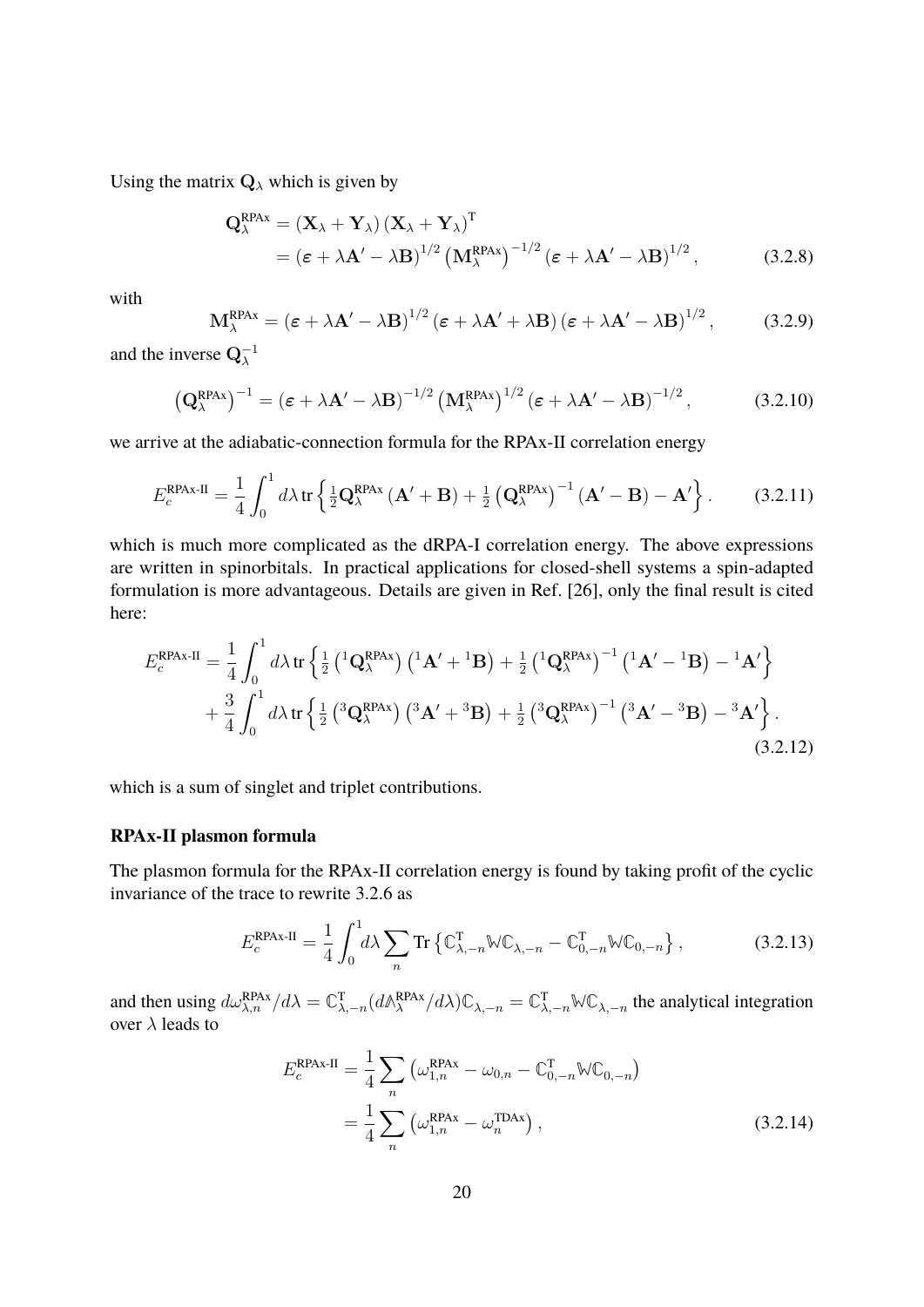Using the matrix $\mathbf{Q}_\lambda$ which is given by

$$
\begin{aligned}
\mathbf{Q}_\lambda^{\text{RPAx}} &= (\mathbf{X}_\lambda + \mathbf{Y}_\lambda)(\mathbf{X}_\lambda + \mathbf{Y}_\lambda)^{\text{T}} \\
&= (\boldsymbol{\varepsilon} + \lambda\mathbf{A}' - \lambda\mathbf{B})^{1/2} \left(\mathbf{M}_\lambda^{\text{RPAx}}\right)^{-1/2} (\boldsymbol{\varepsilon} + \lambda\mathbf{A}' - \lambda\mathbf{B})^{1/2},
\end{aligned}
\tag{3.2.8}
$$

with

$$
\mathbf{M}_\lambda^{\text{RPAx}} = (\boldsymbol{\varepsilon} + \lambda\mathbf{A}' - \lambda\mathbf{B})^{1/2} (\boldsymbol{\varepsilon} + \lambda\mathbf{A}' + \lambda\mathbf{B}) (\boldsymbol{\varepsilon} + \lambda\mathbf{A}' - \lambda\mathbf{B})^{1/2},
\tag{3.2.9}
$$

and the inverse $\mathbf{Q}_\lambda^{-1}$

$$
\left(\mathbf{Q}_\lambda^{\text{RPAx}}\right)^{-1} = (\boldsymbol{\varepsilon} + \lambda\mathbf{A}' - \lambda\mathbf{B})^{-1/2} \left(\mathbf{M}_\lambda^{\text{RPAx}}\right)^{1/2} (\boldsymbol{\varepsilon} + \lambda\mathbf{A}' - \lambda\mathbf{B})^{-1/2},
\tag{3.2.10}
$$

we arrive at the adiabatic-connection formula for the RPAx-II correlation energy

$$
E_c^{\text{RPAx-II}} = \frac{1}{4}\int_0^1 d\lambda \, \text{tr}\left\{ \tfrac{1}{2}\mathbf{Q}_\lambda^{\text{RPAx}} (\mathbf{A}' + \mathbf{B}) + \tfrac{1}{2}\left(\mathbf{Q}_\lambda^{\text{RPAx}}\right)^{-1} (\mathbf{A}' - \mathbf{B}) - \mathbf{A}' \right\}.
\tag{3.2.11}
$$

which is much more complicated as the dRPA-I correlation energy. The above expressions are written in spinorbitals. In practical applications for closed-shell systems a spin-adapted formulation is more advantageous. Details are given in Ref. [26], only the final result is cited here:

$$
\begin{aligned}
E_c^{\text{RPAx-II}} &= \frac{1}{4}\int_0^1 d\lambda \, \text{tr}\left\{ \tfrac{1}{2}\left({}^1\mathbf{Q}_\lambda^{\text{RPAx}}\right)\left({}^1\mathbf{A}' + {}^1\mathbf{B}\right) + \tfrac{1}{2}\left({}^1\mathbf{Q}_\lambda^{\text{RPAx}}\right)^{-1}\left({}^1\mathbf{A}' - {}^1\mathbf{B}\right) - {}^1\mathbf{A}' \right\} \\
&+ \frac{3}{4}\int_0^1 d\lambda \, \text{tr}\left\{ \tfrac{1}{2}\left({}^3\mathbf{Q}_\lambda^{\text{RPAx}}\right)\left({}^3\mathbf{A}' + {}^3\mathbf{B}\right) + \tfrac{1}{2}\left({}^3\mathbf{Q}_\lambda^{\text{RPAx}}\right)^{-1}\left({}^3\mathbf{A}' - {}^3\mathbf{B}\right) - {}^3\mathbf{A}' \right\}.
\end{aligned}
\tag{3.2.12}
$$

which is a sum of singlet and triplet contributions.

**RPAx-II plasmon formula**

The plasmon formula for the RPAx-II correlation energy is found by taking profit of the cyclic invariance of the trace to rewrite 3.2.6 as

$$
E_c^{\text{RPAx-II}} = \frac{1}{4}\int_0^1 d\lambda \sum_n \text{Tr}\left\{ \mathbb{C}_{\lambda,-n}^{\text{T}} \mathbb{W} \mathbb{C}_{\lambda,-n} - \mathbb{C}_{0,-n}^{\text{T}} \mathbb{W} \mathbb{C}_{0,-n} \right\},
\tag{3.2.13}
$$

and then using $d\omega_{\lambda,n}^{\text{RPAx}}/d\lambda = \mathbb{C}_{\lambda,-n}^{\text{T}}(d\mathbb{A}_\lambda^{\text{RPAx}}/d\lambda)\mathbb{C}_{\lambda,-n} = \mathbb{C}_{\lambda,-n}^{\text{T}}\mathbb{W}\mathbb{C}_{\lambda,-n}$ the analytical integration over $\lambda$ leads to

$$
\begin{aligned}
E_c^{\text{RPAx-II}} &= \frac{1}{4}\sum_n \left( \omega_{1,n}^{\text{RPAx}} - \omega_{0,n} - \mathbb{C}_{0,-n}^{\text{T}} \mathbb{W} \mathbb{C}_{0,-n} \right) \\
&= \frac{1}{4}\sum_n \left( \omega_{1,n}^{\text{RPAx}} - \omega_n^{\text{TDAx}} \right),
\end{aligned}
\tag{3.2.14}
$$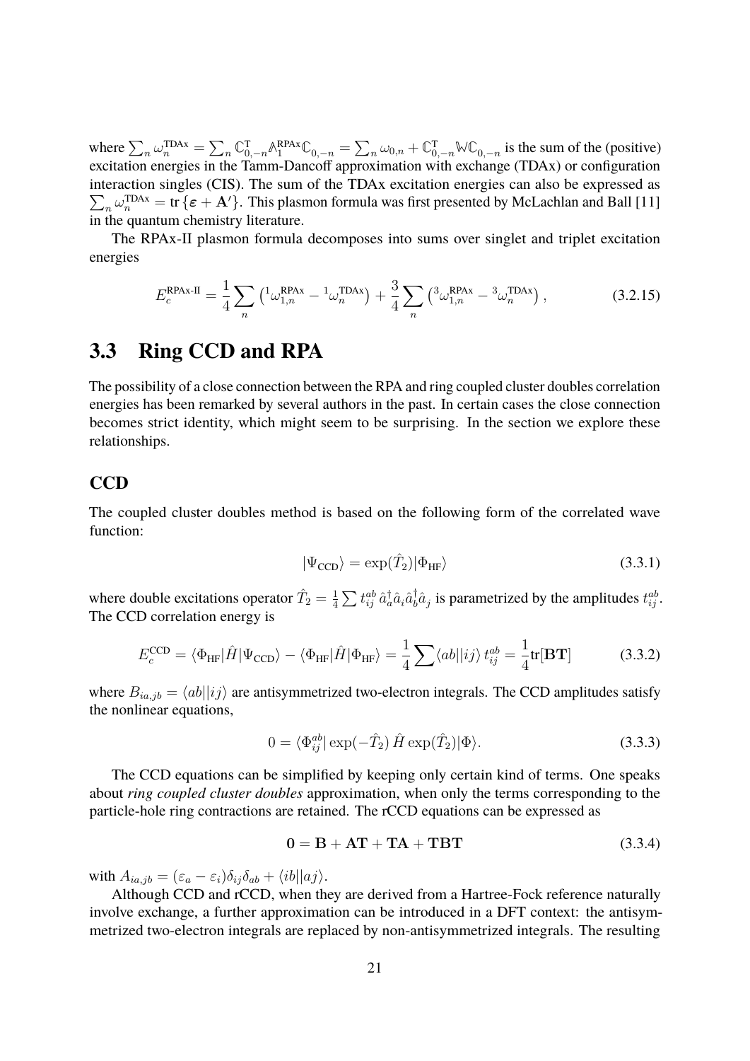where $\sum_n \omega_n^{\text{TDAx}} = \sum_n \mathbb{C}_{0,-n}^{\text{T}} \mathbb{A}_1^{\text{RPAx}} \mathbb{C}_{0,-n} = \sum_n \omega_{0,n} + \mathbb{C}_{0,-n}^{\text{T}} \mathbb{W} \mathbb{C}_{0,-n}$ is the sum of the (positive) excitation energies in the Tamm-Dancoff approximation with exchange (TDAx) or configuration interaction singles (CIS). The sum of the TDAx excitation energies can also be expressed as $\sum_n \omega_n^{\text{TDAx}} = \text{tr}\{\boldsymbol{\varepsilon} + \mathbf{A}'\}$. This plasmon formula was first presented by McLachlan and Ball [11] in the quantum chemistry literature.

The RPAx-II plasmon formula decomposes into sums over singlet and triplet excitation energies

$$E_c^{\text{RPAx-II}} = \frac{1}{4} \sum_n \left( {}^1\omega_{1,n}^{\text{RPAx}} - {}^1\omega_n^{\text{TDAx}} \right) + \frac{3}{4} \sum_n \left( {}^3\omega_{1,n}^{\text{RPAx}} - {}^3\omega_n^{\text{TDAx}} \right), \tag{3.2.15}$$

## 3.3 Ring CCD and RPA

The possibility of a close connection between the RPA and ring coupled cluster doubles correlation energies has been remarked by several authors in the past. In certain cases the close connection becomes strict identity, which might seem to be surprising. In the section we explore these relationships.

### CCD

The coupled cluster doubles method is based on the following form of the correlated wave function:

$$|\Psi_{\text{CCD}}\rangle = \exp(\hat{T}_2)|\Phi_{\text{HF}}\rangle \tag{3.3.1}$$

where double excitations operator $\hat{T}_2 = \frac{1}{4} \sum t_{ij}^{ab} \, \hat{a}_a^\dagger \hat{a}_i \hat{a}_b^\dagger \hat{a}_j$ is parametrized by the amplitudes $t_{ij}^{ab}$. The CCD correlation energy is

$$E_c^{\text{CCD}} = \langle \Phi_{\text{HF}} | \hat{H} | \Psi_{\text{CCD}} \rangle - \langle \Phi_{\text{HF}} | \hat{H} | \Phi_{\text{HF}} \rangle = \frac{1}{4} \sum \langle ab || ij \rangle \, t_{ij}^{ab} = \frac{1}{4} \text{tr}[\mathbf{BT}] \tag{3.3.2}$$

where $B_{ia,jb} = \langle ab || ij \rangle$ are antisymmetrized two-electron integrals. The CCD amplitudes satisfy the nonlinear equations,

$$0 = \langle \Phi_{ij}^{ab} | \exp(-\hat{T}_2) \, \hat{H} \exp(\hat{T}_2) | \Phi \rangle. \tag{3.3.3}$$

The CCD equations can be simplified by keeping only certain kind of terms. One speaks about *ring coupled cluster doubles* approximation, when only the terms corresponding to the particle-hole ring contractions are retained. The rCCD equations can be expressed as

$$\mathbf{0} = \mathbf{B} + \mathbf{AT} + \mathbf{TA} + \mathbf{TBT} \tag{3.3.4}$$

with $A_{ia,jb} = (\varepsilon_a - \varepsilon_i)\delta_{ij}\delta_{ab} + \langle ib || aj \rangle$.

Although CCD and rCCD, when they are derived from a Hartree-Fock reference naturally involve exchange, a further approximation can be introduced in a DFT context: the antisymmetrized two-electron integrals are replaced by non-antisymmetrized integrals. The resulting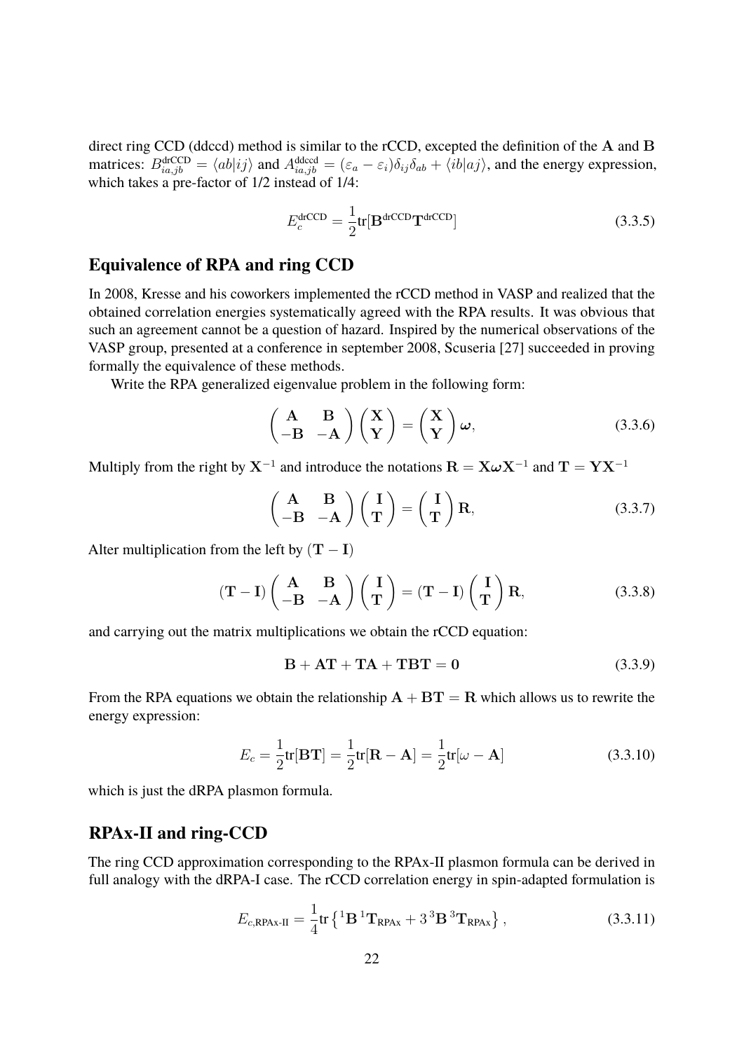direct ring CCD (ddccd) method is similar to the rCCD, excepted the definition of the $\mathbf{A}$ and $\mathbf{B}$ matrices: $B^{\text{drCCD}}_{ia,jb} = \langle ab|ij\rangle$ and $A^{\text{ddccd}}_{ia,jb} = (\varepsilon_a - \varepsilon_i)\delta_{ij}\delta_{ab} + \langle ib|aj\rangle$, and the energy expression, which takes a pre-factor of 1/2 instead of 1/4:

$$E_c^{\text{drCCD}} = \frac{1}{2}\text{tr}[\mathbf{B}^{\text{drCCD}}\mathbf{T}^{\text{drCCD}}] \tag{3.3.5}$$

## Equivalence of RPA and ring CCD

In 2008, Kresse and his coworkers implemented the rCCD method in VASP and realized that the obtained correlation energies systematically agreed with the RPA results. It was obvious that such an agreement cannot be a question of hazard. Inspired by the numerical observations of the VASP group, presented at a conference in september 2008, Scuseria [27] succeeded in proving formally the equivalence of these methods.

Write the RPA generalized eigenvalue problem in the following form:

$$\begin{pmatrix} \mathbf{A} & \mathbf{B} \\ -\mathbf{B} & -\mathbf{A} \end{pmatrix}\begin{pmatrix} \mathbf{X} \\ \mathbf{Y} \end{pmatrix} = \begin{pmatrix} \mathbf{X} \\ \mathbf{Y} \end{pmatrix}\boldsymbol{\omega}, \tag{3.3.6}$$

Multiply from the right by $\mathbf{X}^{-1}$ and introduce the notations $\mathbf{R} = \mathbf{X}\boldsymbol{\omega}\mathbf{X}^{-1}$ and $\mathbf{T} = \mathbf{Y}\mathbf{X}^{-1}$

$$\begin{pmatrix} \mathbf{A} & \mathbf{B} \\ -\mathbf{B} & -\mathbf{A} \end{pmatrix}\begin{pmatrix} \mathbf{I} \\ \mathbf{T} \end{pmatrix} = \begin{pmatrix} \mathbf{I} \\ \mathbf{T} \end{pmatrix}\mathbf{R}, \tag{3.3.7}$$

Alter multiplication from the left by $(\mathbf{T} - \mathbf{I})$

$$(\mathbf{T} - \mathbf{I})\begin{pmatrix} \mathbf{A} & \mathbf{B} \\ -\mathbf{B} & -\mathbf{A} \end{pmatrix}\begin{pmatrix} \mathbf{I} \\ \mathbf{T} \end{pmatrix} = (\mathbf{T} - \mathbf{I})\begin{pmatrix} \mathbf{I} \\ \mathbf{T} \end{pmatrix}\mathbf{R}, \tag{3.3.8}$$

and carrying out the matrix multiplications we obtain the rCCD equation:

$$\mathbf{B} + \mathbf{A}\mathbf{T} + \mathbf{T}\mathbf{A} + \mathbf{T}\mathbf{B}\mathbf{T} = \mathbf{0} \tag{3.3.9}$$

From the RPA equations we obtain the relationship $\mathbf{A} + \mathbf{B}\mathbf{T} = \mathbf{R}$ which allows us to rewrite the energy expression:

$$E_c = \frac{1}{2}\text{tr}[\mathbf{B}\mathbf{T}] = \frac{1}{2}\text{tr}[\mathbf{R} - \mathbf{A}] = \frac{1}{2}\text{tr}[\omega - \mathbf{A}] \tag{3.3.10}$$

which is just the dRPA plasmon formula.

## RPAx-II and ring-CCD

The ring CCD approximation corresponding to the RPAx-II plasmon formula can be derived in full analogy with the dRPA-I case. The rCCD correlation energy in spin-adapted formulation is

$$E_{c,\text{RPAx-II}} = \frac{1}{4}\text{tr}\left\{{}^1\mathbf{B}\,{}^1\mathbf{T}_{\text{RPAx}} + 3\,{}^3\mathbf{B}\,{}^3\mathbf{T}_{\text{RPAx}}\right\}, \tag{3.3.11}$$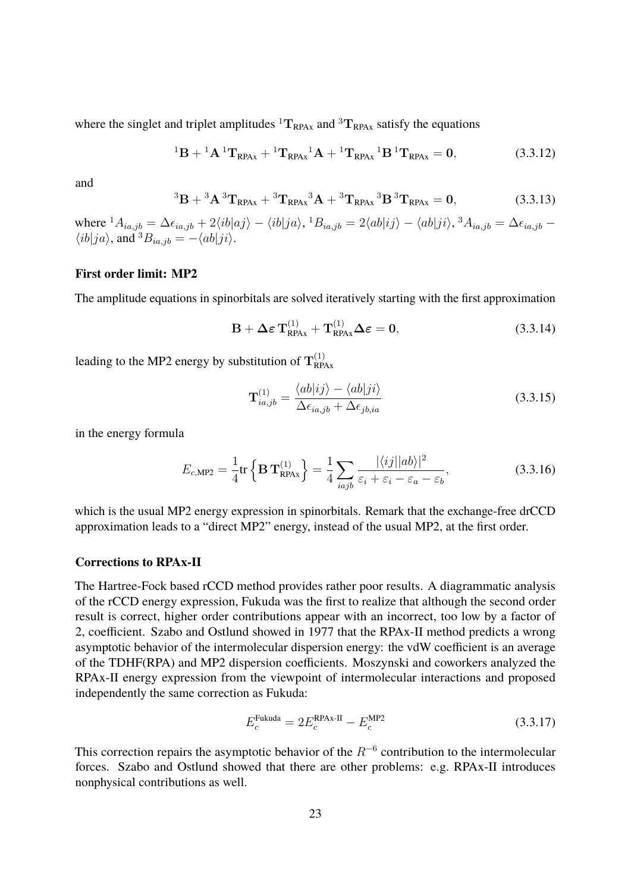where the singlet and triplet amplitudes ${}^1\mathbf{T}_{\text{RPAx}}$ and ${}^3\mathbf{T}_{\text{RPAx}}$ satisfy the equations

$$
{}^1\mathbf{B} + {}^1\mathbf{A}\,{}^1\mathbf{T}_{\text{RPAx}} + {}^1\mathbf{T}_{\text{RPAx}}{}^1\mathbf{A} + {}^1\mathbf{T}_{\text{RPAx}}\,{}^1\mathbf{B}\,{}^1\mathbf{T}_{\text{RPAx}} = \mathbf{0}, \tag{3.3.12}
$$

and

$$
{}^3\mathbf{B} + {}^3\mathbf{A}\,{}^3\mathbf{T}_{\text{RPAx}} + {}^3\mathbf{T}_{\text{RPAx}}{}^3\mathbf{A} + {}^3\mathbf{T}_{\text{RPAx}}\,{}^3\mathbf{B}\,{}^3\mathbf{T}_{\text{RPAx}} = \mathbf{0}, \tag{3.3.13}
$$

where ${}^1A_{ia,jb} = \Delta\epsilon_{ia,jb} + 2\langle ib|aj\rangle - \langle ib|ja\rangle$, ${}^1B_{ia,jb} = 2\langle ab|ij\rangle - \langle ab|ji\rangle$, ${}^3A_{ia,jb} = \Delta\epsilon_{ia,jb} - \langle ib|ja\rangle$, and ${}^3B_{ia,jb} = -\langle ab|ji\rangle$.

**First order limit: MP2**

The amplitude equations in spinorbitals are solved iteratively starting with the first approximation

$$
\mathbf{B} + \boldsymbol{\Delta\varepsilon}\,\mathbf{T}^{(1)}_{\text{RPAx}} + \mathbf{T}^{(1)}_{\text{RPAx}}\boldsymbol{\Delta\varepsilon} = \mathbf{0}, \tag{3.3.14}
$$

leading to the MP2 energy by substitution of $\mathbf{T}^{(1)}_{\text{RPAx}}$

$$
\mathbf{T}^{(1)}_{ia,jb} = \frac{\langle ab|ij\rangle - \langle ab|ji\rangle}{\Delta\epsilon_{ia,jb} + \Delta\epsilon_{jb,ia}} \tag{3.3.15}
$$

in the energy formula

$$
E_{c,\text{MP2}} = \frac{1}{4}\text{tr}\left\{\mathbf{B}\,\mathbf{T}^{(1)}_{\text{RPAx}}\right\} = \frac{1}{4}\sum_{iajb}\frac{|\langle ij||ab\rangle|^2}{\varepsilon_i + \varepsilon_i - \varepsilon_a - \varepsilon_b}, \tag{3.3.16}
$$

which is the usual MP2 energy expression in spinorbitals. Remark that the exchange-free drCCD approximation leads to a "direct MP2" energy, instead of the usual MP2, at the first order.

**Corrections to RPAx-II**

The Hartree-Fock based rCCD method provides rather poor results. A diagrammatic analysis of the rCCD energy expression, Fukuda was the first to realize that although the second order result is correct, higher order contributions appear with an incorrect, too low by a factor of 2, coefficient. Szabo and Ostlund showed in 1977 that the RPAx-II method predicts a wrong asymptotic behavior of the intermolecular dispersion energy: the vdW coefficient is an average of the TDHF(RPA) and MP2 dispersion coefficients. Moszynski and coworkers analyzed the RPAx-II energy expression from the viewpoint of intermolecular interactions and proposed independently the same correction as Fukuda:

$$
E_c^{\text{Fukuda}} = 2E_c^{\text{RPAx-II}} - E_c^{\text{MP2}} \tag{3.3.17}
$$

This correction repairs the asymptotic behavior of the $R^{-6}$ contribution to the intermolecular forces. Szabo and Ostlund showed that there are other problems: e.g. RPAx-II introduces nonphysical contributions as well.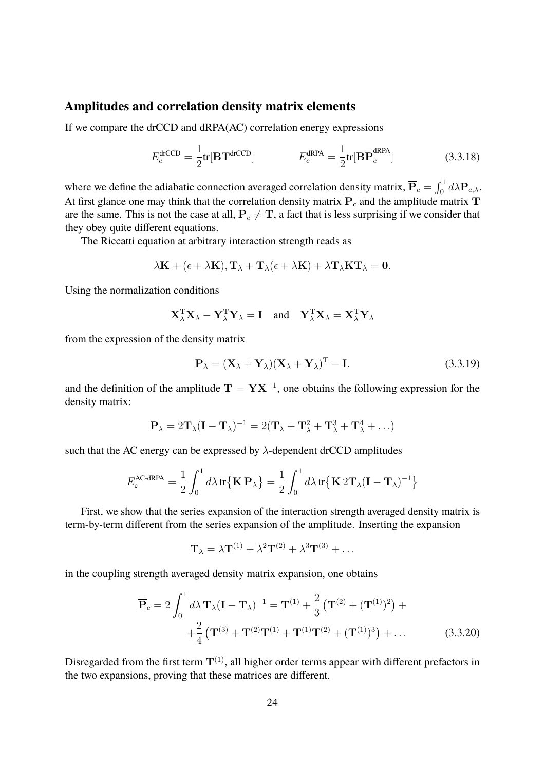## Amplitudes and correlation density matrix elements

If we compare the drCCD and dRPA(AC) correlation energy expressions

$$E_c^{\text{drCCD}} = \frac{1}{2}\text{tr}[\mathbf{B}\mathbf{T}^{\text{drCCD}}] \qquad\qquad E_c^{\text{dRPA}} = \frac{1}{2}\text{tr}[\mathbf{B}\overline{\mathbf{P}}_c^{\text{dRPA}}] \tag{3.3.18}$$

where we define the adiabatic connection averaged correlation density matrix, $\overline{\mathbf{P}}_c = \int_0^1 d\lambda \mathbf{P}_{c,\lambda}$. At first glance one may think that the correlation density matrix $\overline{\mathbf{P}}_c$ and the amplitude matrix $\mathbf{T}$ are the same. This is not the case at all, $\overline{\mathbf{P}}_c \neq \mathbf{T}$, a fact that is less surprising if we consider that they obey quite different equations.

The Riccati equation at arbitrary interaction strength reads as

$$\lambda\mathbf{K} + (\epsilon + \lambda\mathbf{K}), \mathbf{T}_\lambda + \mathbf{T}_\lambda(\epsilon + \lambda\mathbf{K}) + \lambda\mathbf{T}_\lambda\mathbf{K}\mathbf{T}_\lambda = \mathbf{0}.$$

Using the normalization conditions

$$\mathbf{X}_\lambda^{\text{T}}\mathbf{X}_\lambda - \mathbf{Y}_\lambda^{\text{T}}\mathbf{Y}_\lambda = \mathbf{I} \quad \text{and} \quad \mathbf{Y}_\lambda^{\text{T}}\mathbf{X}_\lambda = \mathbf{X}_\lambda^{\text{T}}\mathbf{Y}_\lambda$$

from the expression of the density matrix

$$\mathbf{P}_\lambda = (\mathbf{X}_\lambda + \mathbf{Y}_\lambda)(\mathbf{X}_\lambda + \mathbf{Y}_\lambda)^{\text{T}} - \mathbf{I}. \tag{3.3.19}$$

and the definition of the amplitude $\mathbf{T} = \mathbf{Y}\mathbf{X}^{-1}$, one obtains the following expression for the density matrix:

$$\mathbf{P}_\lambda = 2\mathbf{T}_\lambda(\mathbf{I} - \mathbf{T}_\lambda)^{-1} = 2(\mathbf{T}_\lambda + \mathbf{T}_\lambda^2 + \mathbf{T}_\lambda^3 + \mathbf{T}_\lambda^4 + \ldots)$$

such that the AC energy can be expressed by $\lambda$-dependent drCCD amplitudes

$$E_{\text{c}}^{\text{AC-dRPA}} = \frac{1}{2}\int_0^1 d\lambda\, \text{tr}\big\{\mathbf{K}\,\mathbf{P}_\lambda\big\} = \frac{1}{2}\int_0^1 d\lambda\, \text{tr}\big\{\mathbf{K}\,2\mathbf{T}_\lambda(\mathbf{I} - \mathbf{T}_\lambda)^{-1}\big\}$$

First, we show that the series expansion of the interaction strength averaged density matrix is term-by-term different from the series expansion of the amplitude. Inserting the expansion

$$\mathbf{T}_\lambda = \lambda\mathbf{T}^{(1)} + \lambda^2\mathbf{T}^{(2)} + \lambda^3\mathbf{T}^{(3)} + \ldots$$

in the coupling strength averaged density matrix expansion, one obtains

$$\begin{aligned}\overline{\mathbf{P}}_c = 2\int_0^1 d\lambda\, \mathbf{T}_\lambda(\mathbf{I} - \mathbf{T}_\lambda)^{-1} &= \mathbf{T}^{(1)} + \frac{2}{3}\left(\mathbf{T}^{(2)} + (\mathbf{T}^{(1)})^2\right) + \\ &+ \frac{2}{4}\left(\mathbf{T}^{(3)} + \mathbf{T}^{(2)}\mathbf{T}^{(1)} + \mathbf{T}^{(1)}\mathbf{T}^{(2)} + (\mathbf{T}^{(1)})^3\right) + \ldots\end{aligned} \tag{3.3.20}$$

Disregarded from the first term $\mathbf{T}^{(1)}$, all higher order terms appear with different prefactors in the two expansions, proving that these matrices are different.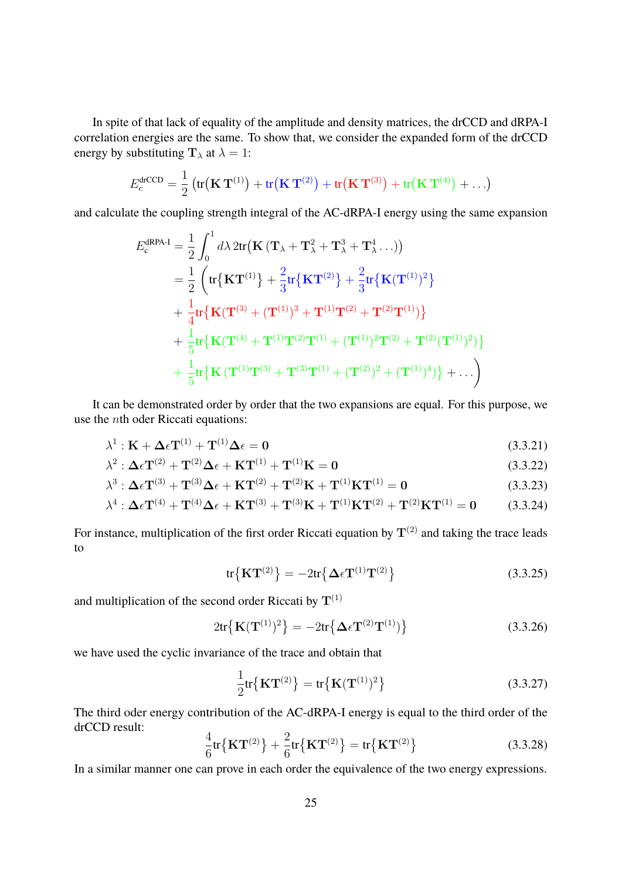In spite of that lack of equality of the amplitude and density matrices, the drCCD and dRPA-I correlation energies are the same. To show that, we consider the expanded form of the drCCD energy by substituting $\mathbf{T}_\lambda$ at $\lambda = 1$:

$$E_c^{\text{drCCD}} = \frac{1}{2}\left(\text{tr}\big(\mathbf{K}\,\mathbf{T}^{(1)}\big) + \text{tr}\big(\mathbf{K}\,\mathbf{T}^{(2)}\big) + \text{tr}\big(\mathbf{K}\,\mathbf{T}^{(3)}\big) + \text{tr}\big(\mathbf{K}\,\mathbf{T}^{(4)}\big) + \ldots\right)$$

and calculate the coupling strength integral of the AC-dRPA-I energy using the same expansion

$$\begin{aligned}
E_c^{\text{dRPA-I}} &= \frac{1}{2}\int_0^1 d\lambda\, 2\text{tr}\big(\mathbf{K}\,(\mathbf{T}_\lambda + \mathbf{T}_\lambda^2 + \mathbf{T}_\lambda^3 + \mathbf{T}_\lambda^4 \ldots)\big) \\
&= \frac{1}{2}\Bigg(\text{tr}\big\{\mathbf{K}\mathbf{T}^{(1)}\big\} + \frac{2}{3}\text{tr}\big\{\mathbf{K}\mathbf{T}^{(2)}\big\} + \frac{2}{3}\text{tr}\big\{\mathbf{K}(\mathbf{T}^{(1)})^2\big\} \\
&+ \frac{1}{4}\text{tr}\big\{\mathbf{K}(\mathbf{T}^{(3)} + (\mathbf{T}^{(1)})^3 + \mathbf{T}^{(1)}\mathbf{T}^{(2)} + \mathbf{T}^{(2)}\mathbf{T}^{(1)})\big\} \\
&+ \frac{1}{5}\text{tr}\big\{\mathbf{K}(\mathbf{T}^{(4)} + \mathbf{T}^{(1)}\mathbf{T}^{(2)}\mathbf{T}^{(1)} + (\mathbf{T}^{(1)})^2\mathbf{T}^{(2)} + \mathbf{T}^{(2)}(\mathbf{T}^{(1)})^2)\big\} \\
&+ \frac{1}{5}\text{tr}\big\{\mathbf{K}\,(\mathbf{T}^{(1)}\mathbf{T}^{(3)} + \mathbf{T}^{(3)}\mathbf{T}^{(1)} + (\mathbf{T}^{(2)})^2 + (\mathbf{T}^{(1)})^4)\big\} + \ldots\Bigg)
\end{aligned}$$

It can be demonstrated order by order that the two expansions are equal. For this purpose, we use the $n$th oder Riccati equations:

$$\lambda^1 : \mathbf{K} + \boldsymbol{\Delta}\epsilon\mathbf{T}^{(1)} + \mathbf{T}^{(1)}\boldsymbol{\Delta}\epsilon = \mathbf{0} \tag{3.3.21}$$

$$\lambda^2 : \boldsymbol{\Delta}\epsilon\mathbf{T}^{(2)} + \mathbf{T}^{(2)}\boldsymbol{\Delta}\epsilon + \mathbf{K}\mathbf{T}^{(1)} + \mathbf{T}^{(1)}\mathbf{K} = \mathbf{0} \tag{3.3.22}$$

$$\lambda^3 : \boldsymbol{\Delta}\epsilon\mathbf{T}^{(3)} + \mathbf{T}^{(3)}\boldsymbol{\Delta}\epsilon + \mathbf{K}\mathbf{T}^{(2)} + \mathbf{T}^{(2)}\mathbf{K} + \mathbf{T}^{(1)}\mathbf{K}\mathbf{T}^{(1)} = \mathbf{0} \tag{3.3.23}$$

$$\lambda^4 : \boldsymbol{\Delta}\epsilon\mathbf{T}^{(4)} + \mathbf{T}^{(4)}\boldsymbol{\Delta}\epsilon + \mathbf{K}\mathbf{T}^{(3)} + \mathbf{T}^{(3)}\mathbf{K} + \mathbf{T}^{(1)}\mathbf{K}\mathbf{T}^{(2)} + \mathbf{T}^{(2)}\mathbf{K}\mathbf{T}^{(1)} = \mathbf{0} \tag{3.3.24}$$

For instance, multiplication of the first order Riccati equation by $\mathbf{T}^{(2)}$ and taking the trace leads to

$$\text{tr}\big\{\mathbf{K}\mathbf{T}^{(2)}\big\} = -2\text{tr}\big\{\boldsymbol{\Delta}\epsilon\mathbf{T}^{(1)}\mathbf{T}^{(2)}\big\} \tag{3.3.25}$$

and multiplication of the second order Riccati by $\mathbf{T}^{(1)}$

$$2\text{tr}\big\{\mathbf{K}(\mathbf{T}^{(1)})^2\big\} = -2\text{tr}\big\{\boldsymbol{\Delta}\epsilon\mathbf{T}^{(2)}\mathbf{T}^{(1)})\big\} \tag{3.3.26}$$

we have used the cyclic invariance of the trace and obtain that

$$\frac{1}{2}\text{tr}\big\{\mathbf{K}\mathbf{T}^{(2)}\big\} = \text{tr}\big\{\mathbf{K}(\mathbf{T}^{(1)})^2\big\} \tag{3.3.27}$$

The third oder energy contribution of the AC-dRPA-I energy is equal to the third order of the drCCD result:

$$\frac{4}{6}\text{tr}\big\{\mathbf{K}\mathbf{T}^{(2)}\big\} + \frac{2}{6}\text{tr}\big\{\mathbf{K}\mathbf{T}^{(2)}\big\} = \text{tr}\big\{\mathbf{K}\mathbf{T}^{(2)}\big\} \tag{3.3.28}$$

In a similar manner one can prove in each order the equivalence of the two energy expressions.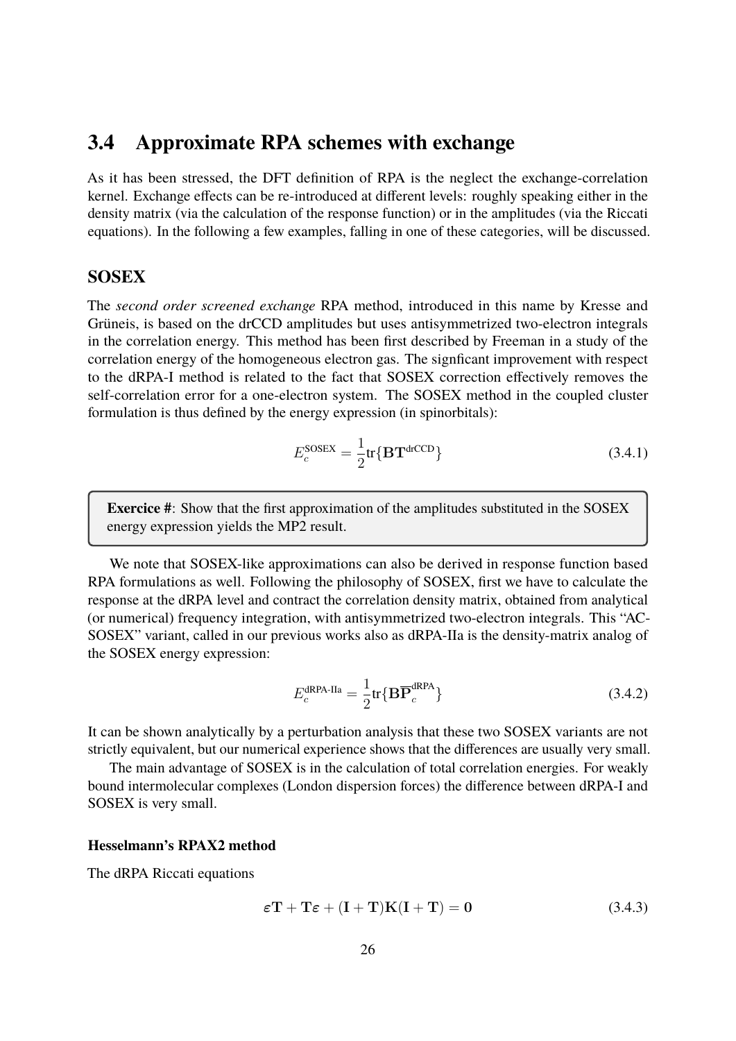## 3.4 Approximate RPA schemes with exchange

As it has been stressed, the DFT definition of RPA is the neglect the exchange-correlation kernel. Exchange effects can be re-introduced at different levels: roughly speaking either in the density matrix (via the calculation of the response function) or in the amplitudes (via the Riccati equations). In the following a few examples, falling in one of these categories, will be discussed.

### SOSEX

The *second order screened exchange* RPA method, introduced in this name by Kresse and Grüneis, is based on the drCCD amplitudes but uses antisymmetrized two-electron integrals in the correlation energy. This method has been first described by Freeman in a study of the correlation energy of the homogeneous electron gas. The signficant improvement with respect to the dRPA-I method is related to the fact that SOSEX correction effectively removes the self-correlation error for a one-electron system. The SOSEX method in the coupled cluster formulation is thus defined by the energy expression (in spinorbitals):

$$E_c^{\text{SOSEX}} = \frac{1}{2}\text{tr}\{\mathbf{B}\mathbf{T}^{\text{drCCD}}\} \tag{3.4.1}$$

> **Exercice #**: Show that the first approximation of the amplitudes substituted in the SOSEX energy expression yields the MP2 result.

We note that SOSEX-like approximations can also be derived in response function based RPA formulations as well. Following the philosophy of SOSEX, first we have to calculate the response at the dRPA level and contract the correlation density matrix, obtained from analytical (or numerical) frequency integration, with antisymmetrized two-electron integrals. This “AC-SOSEX” variant, called in our previous works also as dRPA-IIa is the density-matrix analog of the SOSEX energy expression:

$$E_c^{\text{dRPA-IIa}} = \frac{1}{2}\text{tr}\{\mathbf{B}\overline{\mathbf{P}}_c^{\text{dRPA}}\} \tag{3.4.2}$$

It can be shown analytically by a perturbation analysis that these two SOSEX variants are not strictly equivalent, but our numerical experience shows that the differences are usually very small.

The main advantage of SOSEX is in the calculation of total correlation energies. For weakly bound intermolecular complexes (London dispersion forces) the difference between dRPA-I and SOSEX is very small.

#### Hesselmann's RPAX2 method

The dRPA Riccati equations

$$\boldsymbol{\varepsilon}\mathbf{T} + \mathbf{T}\boldsymbol{\varepsilon} + (\mathbf{I} + \mathbf{T})\mathbf{K}(\mathbf{I} + \mathbf{T}) = \mathbf{0} \tag{3.4.3}$$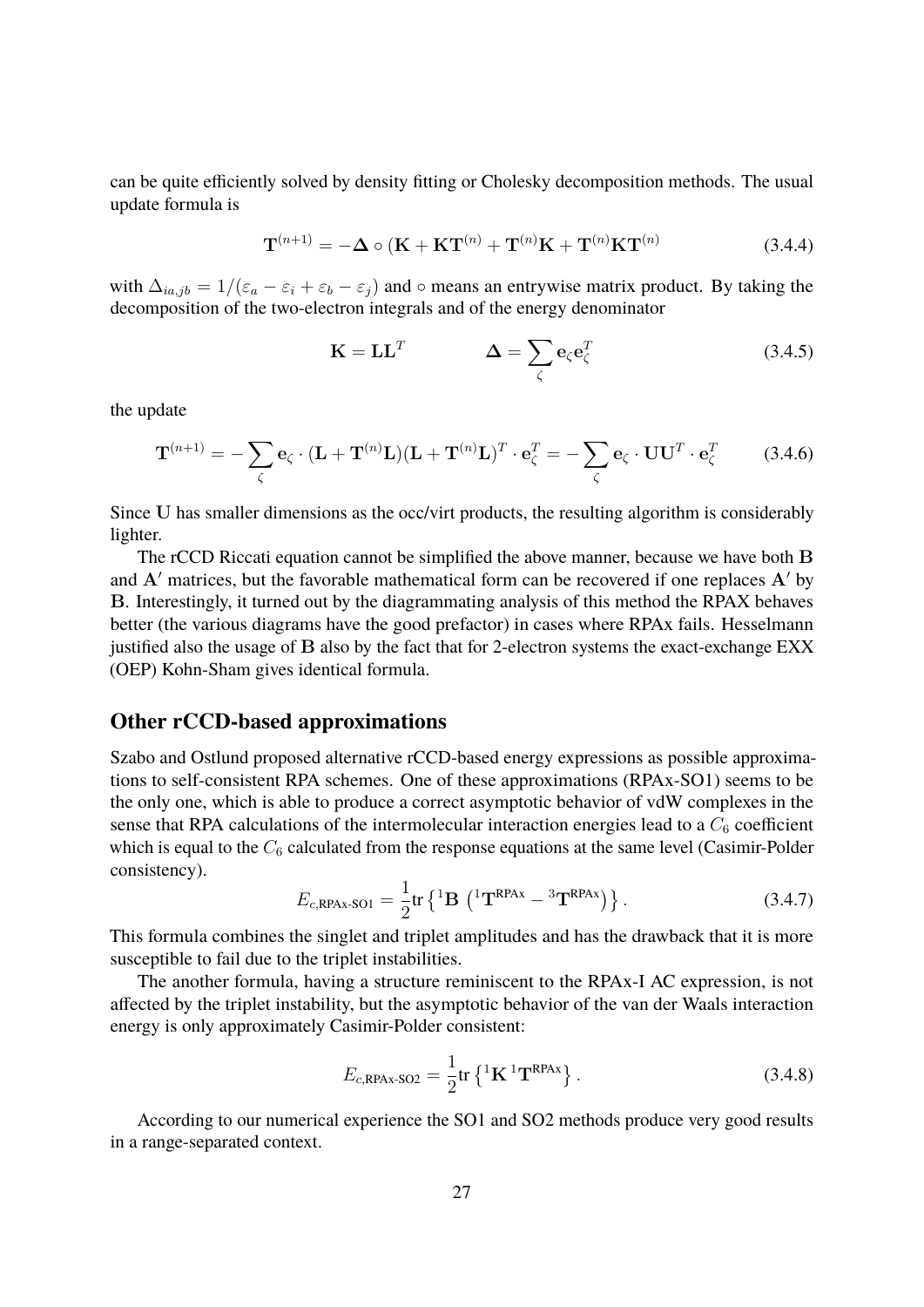can be quite efficiently solved by density fitting or Cholesky decomposition methods. The usual update formula is

$$\mathbf{T}^{(n+1)} = -\mathbf{\Delta} \circ (\mathbf{K} + \mathbf{K}\mathbf{T}^{(n)} + \mathbf{T}^{(n)}\mathbf{K} + \mathbf{T}^{(n)}\mathbf{K}\mathbf{T}^{(n)} \tag{3.4.4}$$

with $\Delta_{ia,jb} = 1/(\varepsilon_a - \varepsilon_i + \varepsilon_b - \varepsilon_j)$ and $\circ$ means an entrywise matrix product. By taking the decomposition of the two-electron integrals and of the energy denominator

$$\mathbf{K} = \mathbf{L}\mathbf{L}^T \qquad\qquad \mathbf{\Delta} = \sum_\zeta \mathbf{e}_\zeta \mathbf{e}_\zeta^T \tag{3.4.5}$$

the update

$$\mathbf{T}^{(n+1)} = -\sum_\zeta \mathbf{e}_\zeta \cdot (\mathbf{L} + \mathbf{T}^{(n)}\mathbf{L})(\mathbf{L} + \mathbf{T}^{(n)}\mathbf{L})^T \cdot \mathbf{e}_\zeta^T = -\sum_\zeta \mathbf{e}_\zeta \cdot \mathbf{U}\mathbf{U}^T \cdot \mathbf{e}_\zeta^T \tag{3.4.6}$$

Since $\mathbf{U}$ has smaller dimensions as the occ/virt products, the resulting algorithm is considerably lighter.

The rCCD Riccati equation cannot be simplified the above manner, because we have both $\mathbf{B}$ and $\mathbf{A}'$ matrices, but the favorable mathematical form can be recovered if one replaces $\mathbf{A}'$ by $\mathbf{B}$. Interestingly, it turned out by the diagrammating analysis of this method the RPAX behaves better (the various diagrams have the good prefactor) in cases where RPAx fails. Hesselmann justified also the usage of $\mathbf{B}$ also by the fact that for 2-electron systems the exact-exchange EXX (OEP) Kohn-Sham gives identical formula.

## Other rCCD-based approximations

Szabo and Ostlund proposed alternative rCCD-based energy expressions as possible approximations to self-consistent RPA schemes. One of these approximations (RPAx-SO1) seems to be the only one, which is able to produce a correct asymptotic behavior of vdW complexes in the sense that RPA calculations of the intermolecular interaction energies lead to a $C_6$ coefficient which is equal to the $C_6$ calculated from the response equations at the same level (Casimir-Polder consistency).

$$E_{c,\text{RPAx-SO1}} = \frac{1}{2}\text{tr}\left\{{}^1\mathbf{B}\left({}^1\mathbf{T}^{\text{RPAx}} - {}^3\mathbf{T}^{\text{RPAx}}\right)\right\}. \tag{3.4.7}$$

This formula combines the singlet and triplet amplitudes and has the drawback that it is more susceptible to fail due to the triplet instabilities.

The another formula, having a structure reminiscent to the RPAx-I AC expression, is not affected by the triplet instability, but the asymptotic behavior of the van der Waals interaction energy is only approximately Casimir-Polder consistent:

$$E_{c,\text{RPAx-SO2}} = \frac{1}{2}\text{tr}\left\{{}^1\mathbf{K}\,{}^1\mathbf{T}^{\text{RPAx}}\right\}. \tag{3.4.8}$$

According to our numerical experience the SO1 and SO2 methods produce very good results in a range-separated context.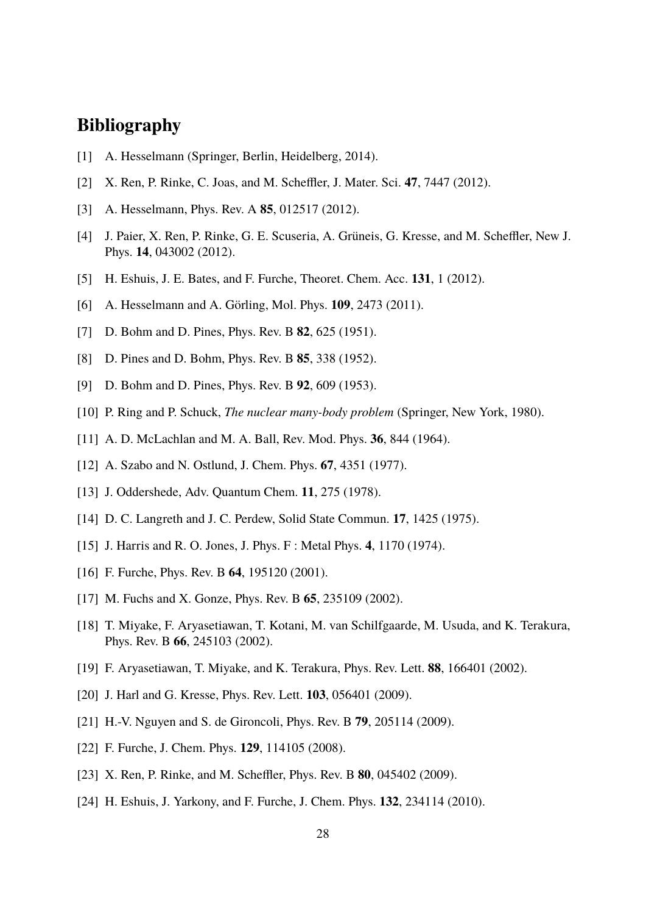## Bibliography

[1] A. Hesselmann (Springer, Berlin, Heidelberg, 2014).

[2] X. Ren, P. Rinke, C. Joas, and M. Scheffler, J. Mater. Sci. **47**, 7447 (2012).

[3] A. Hesselmann, Phys. Rev. A **85**, 012517 (2012).

[4] J. Paier, X. Ren, P. Rinke, G. E. Scuseria, A. Grüneis, G. Kresse, and M. Scheffler, New J. Phys. **14**, 043002 (2012).

[5] H. Eshuis, J. E. Bates, and F. Furche, Theoret. Chem. Acc. **131**, 1 (2012).

[6] A. Hesselmann and A. Görling, Mol. Phys. **109**, 2473 (2011).

[7] D. Bohm and D. Pines, Phys. Rev. B **82**, 625 (1951).

[8] D. Pines and D. Bohm, Phys. Rev. B **85**, 338 (1952).

[9] D. Bohm and D. Pines, Phys. Rev. B **92**, 609 (1953).

[10] P. Ring and P. Schuck, *The nuclear many-body problem* (Springer, New York, 1980).

[11] A. D. McLachlan and M. A. Ball, Rev. Mod. Phys. **36**, 844 (1964).

[12] A. Szabo and N. Ostlund, J. Chem. Phys. **67**, 4351 (1977).

[13] J. Oddershede, Adv. Quantum Chem. **11**, 275 (1978).

[14] D. C. Langreth and J. C. Perdew, Solid State Commun. **17**, 1425 (1975).

[15] J. Harris and R. O. Jones, J. Phys. F : Metal Phys. **4**, 1170 (1974).

[16] F. Furche, Phys. Rev. B **64**, 195120 (2001).

[17] M. Fuchs and X. Gonze, Phys. Rev. B **65**, 235109 (2002).

[18] T. Miyake, F. Aryasetiawan, T. Kotani, M. van Schilfgaarde, M. Usuda, and K. Terakura, Phys. Rev. B **66**, 245103 (2002).

[19] F. Aryasetiawan, T. Miyake, and K. Terakura, Phys. Rev. Lett. **88**, 166401 (2002).

[20] J. Harl and G. Kresse, Phys. Rev. Lett. **103**, 056401 (2009).

[21] H.-V. Nguyen and S. de Gironcoli, Phys. Rev. B **79**, 205114 (2009).

[22] F. Furche, J. Chem. Phys. **129**, 114105 (2008).

[23] X. Ren, P. Rinke, and M. Scheffler, Phys. Rev. B **80**, 045402 (2009).

[24] H. Eshuis, J. Yarkony, and F. Furche, J. Chem. Phys. **132**, 234114 (2010).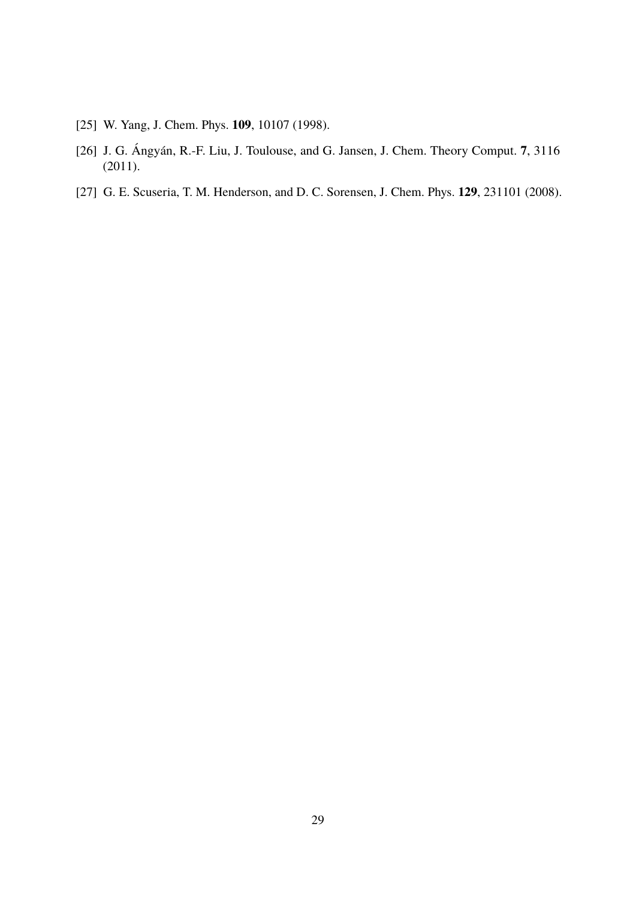[25] W. Yang, J. Chem. Phys. **109**, 10107 (1998).

[26] J. G. Ángyán, R.-F. Liu, J. Toulouse, and G. Jansen, J. Chem. Theory Comput. **7**, 3116 (2011).

[27] G. E. Scuseria, T. M. Henderson, and D. C. Sorensen, J. Chem. Phys. **129**, 231101 (2008).